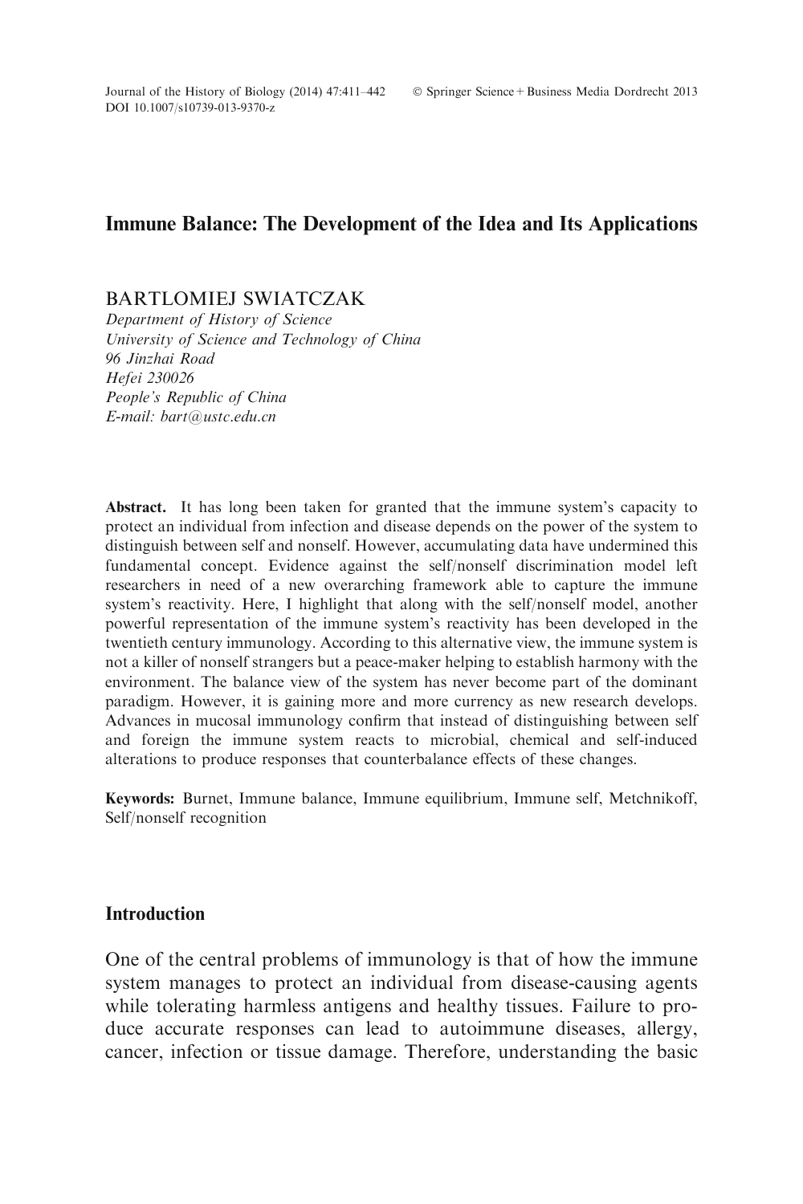# Immune Balance: The Development of the Idea and Its Applications

BARTLOMIEJ SWIATCZAK

*Department of History of Science*
*University of Science and Technology of China*
*96 Jinzhai Road*
*Hefei 230026*
*People's Republic of China*
*E-mail: bart@ustc.edu.cn*

**Abstract.** It has long been taken for granted that the immune system's capacity to protect an individual from infection and disease depends on the power of the system to distinguish between self and nonself. However, accumulating data have undermined this fundamental concept. Evidence against the self/nonself discrimination model left researchers in need of a new overarching framework able to capture the immune system's reactivity. Here, I highlight that along with the self/nonself model, another powerful representation of the immune system's reactivity has been developed in the twentieth century immunology. According to this alternative view, the immune system is not a killer of nonself strangers but a peace-maker helping to establish harmony with the environment. The balance view of the system has never become part of the dominant paradigm. However, it is gaining more and more currency as new research develops. Advances in mucosal immunology confirm that instead of distinguishing between self and foreign the immune system reacts to microbial, chemical and self-induced alterations to produce responses that counterbalance effects of these changes.

**Keywords:** Burnet, Immune balance, Immune equilibrium, Immune self, Metchnikoff, Self/nonself recognition

## Introduction

One of the central problems of immunology is that of how the immune system manages to protect an individual from disease-causing agents while tolerating harmless antigens and healthy tissues. Failure to produce accurate responses can lead to autoimmune diseases, allergy, cancer, infection or tissue damage. Therefore, understanding the basic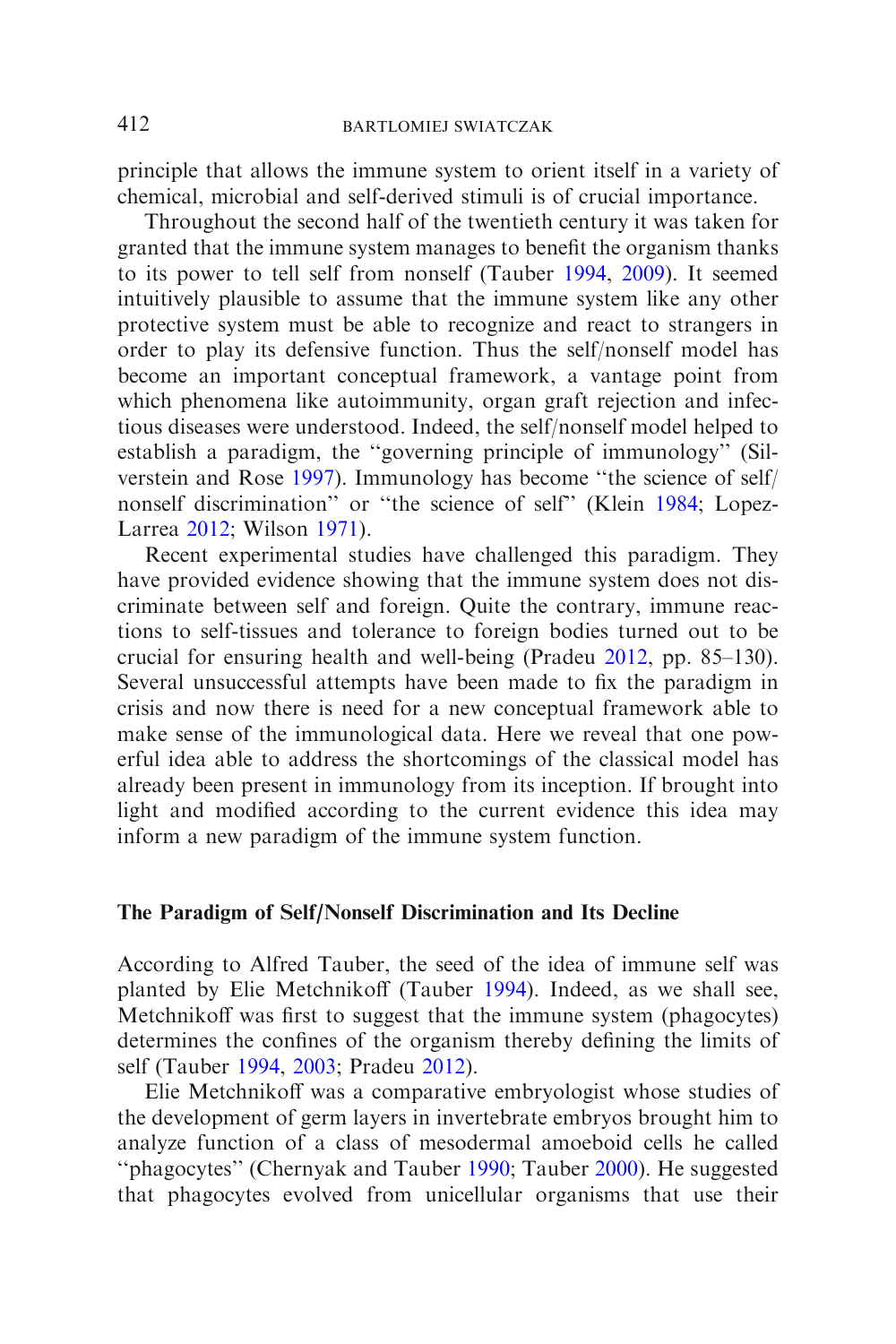principle that allows the immune system to orient itself in a variety of chemical, microbial and self-derived stimuli is of crucial importance.

Throughout the second half of the twentieth century it was taken for granted that the immune system manages to benefit the organism thanks to its power to tell self from nonself (Tauber 1994, 2009). It seemed intuitively plausible to assume that the immune system like any other protective system must be able to recognize and react to strangers in order to play its defensive function. Thus the self/nonself model has become an important conceptual framework, a vantage point from which phenomena like autoimmunity, organ graft rejection and infectious diseases were understood. Indeed, the self/nonself model helped to establish a paradigm, the ''governing principle of immunology'' (Silverstein and Rose 1997). Immunology has become ''the science of self/nonself discrimination'' or ''the science of self'' (Klein 1984; Lopez-Larrea 2012; Wilson 1971).

Recent experimental studies have challenged this paradigm. They have provided evidence showing that the immune system does not discriminate between self and foreign. Quite the contrary, immune reactions to self-tissues and tolerance to foreign bodies turned out to be crucial for ensuring health and well-being (Pradeu 2012, pp. 85–130). Several unsuccessful attempts have been made to fix the paradigm in crisis and now there is need for a new conceptual framework able to make sense of the immunological data. Here we reveal that one powerful idea able to address the shortcomings of the classical model has already been present in immunology from its inception. If brought into light and modified according to the current evidence this idea may inform a new paradigm of the immune system function.

## The Paradigm of Self/Nonself Discrimination and Its Decline

According to Alfred Tauber, the seed of the idea of immune self was planted by Elie Metchnikoff (Tauber 1994). Indeed, as we shall see, Metchnikoff was first to suggest that the immune system (phagocytes) determines the confines of the organism thereby defining the limits of self (Tauber 1994, 2003; Pradeu 2012).

Elie Metchnikoff was a comparative embryologist whose studies of the development of germ layers in invertebrate embryos brought him to analyze function of a class of mesodermal amoeboid cells he called ''phagocytes'' (Chernyak and Tauber 1990; Tauber 2000). He suggested that phagocytes evolved from unicellular organisms that use their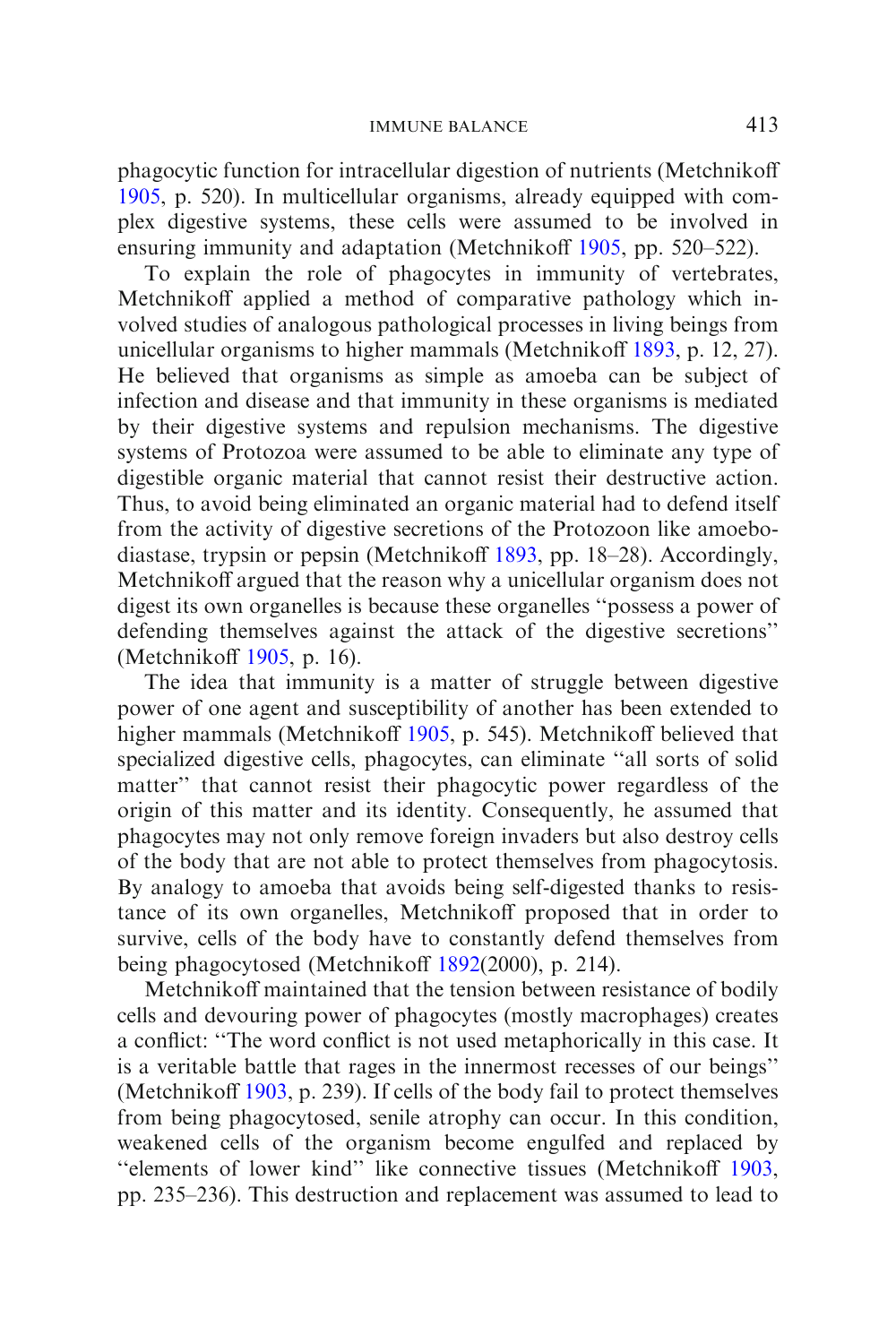phagocytic function for intracellular digestion of nutrients (Metchnikoff 1905, p. 520). In multicellular organisms, already equipped with complex digestive systems, these cells were assumed to be involved in ensuring immunity and adaptation (Metchnikoff 1905, pp. 520–522).

To explain the role of phagocytes in immunity of vertebrates, Metchnikoff applied a method of comparative pathology which involved studies of analogous pathological processes in living beings from unicellular organisms to higher mammals (Metchnikoff 1893, p. 12, 27). He believed that organisms as simple as amoeba can be subject of infection and disease and that immunity in these organisms is mediated by their digestive systems and repulsion mechanisms. The digestive systems of Protozoa were assumed to be able to eliminate any type of digestible organic material that cannot resist their destructive action. Thus, to avoid being eliminated an organic material had to defend itself from the activity of digestive secretions of the Protozoon like amoebodiastase, trypsin or pepsin (Metchnikoff 1893, pp. 18–28). Accordingly, Metchnikoff argued that the reason why a unicellular organism does not digest its own organelles is because these organelles "possess a power of defending themselves against the attack of the digestive secretions" (Metchnikoff 1905, p. 16).

The idea that immunity is a matter of struggle between digestive power of one agent and susceptibility of another has been extended to higher mammals (Metchnikoff 1905, p. 545). Metchnikoff believed that specialized digestive cells, phagocytes, can eliminate "all sorts of solid matter" that cannot resist their phagocytic power regardless of the origin of this matter and its identity. Consequently, he assumed that phagocytes may not only remove foreign invaders but also destroy cells of the body that are not able to protect themselves from phagocytosis. By analogy to amoeba that avoids being self-digested thanks to resistance of its own organelles, Metchnikoff proposed that in order to survive, cells of the body have to constantly defend themselves from being phagocytosed (Metchnikoff 1892(2000), p. 214).

Metchnikoff maintained that the tension between resistance of bodily cells and devouring power of phagocytes (mostly macrophages) creates a conflict: "The word conflict is not used metaphorically in this case. It is a veritable battle that rages in the innermost recesses of our beings" (Metchnikoff 1903, p. 239). If cells of the body fail to protect themselves from being phagocytosed, senile atrophy can occur. In this condition, weakened cells of the organism become engulfed and replaced by "elements of lower kind" like connective tissues (Metchnikoff 1903, pp. 235–236). This destruction and replacement was assumed to lead to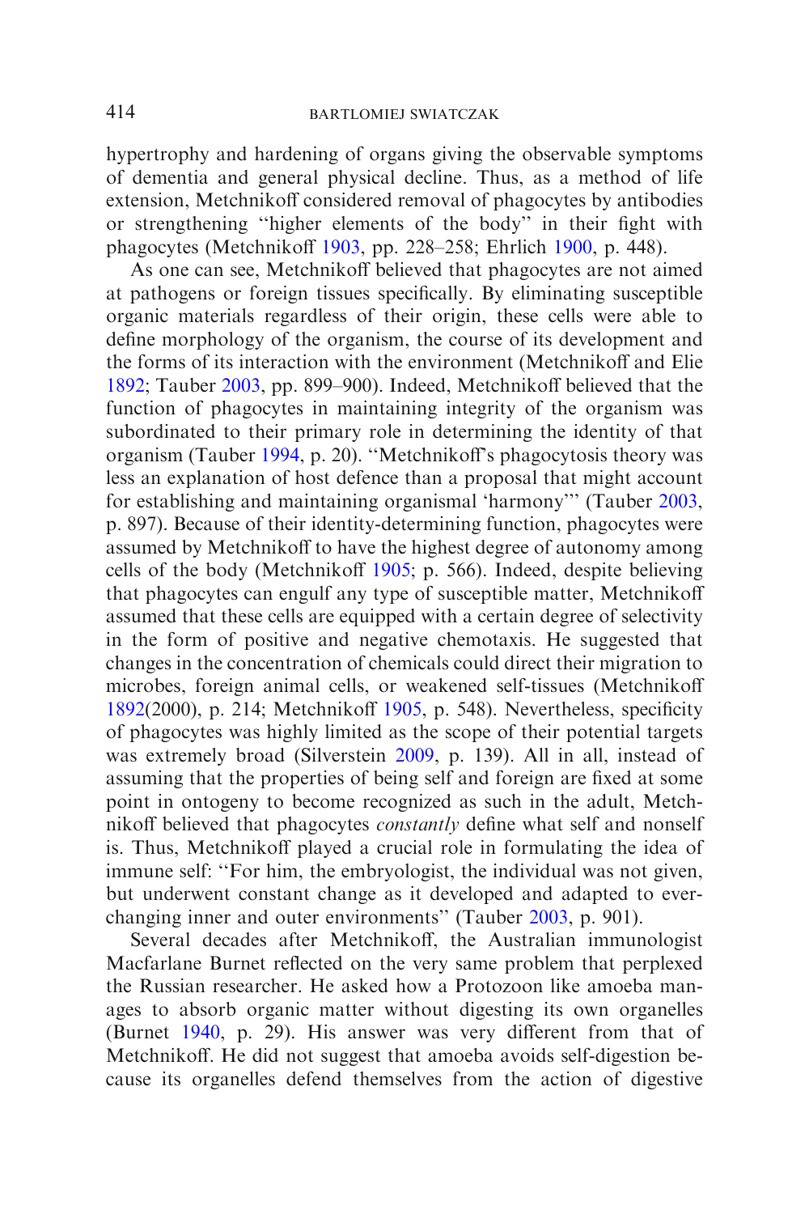hypertrophy and hardening of organs giving the observable symptoms of dementia and general physical decline. Thus, as a method of life extension, Metchnikoff considered removal of phagocytes by antibodies or strengthening ''higher elements of the body'' in their fight with phagocytes (Metchnikoff 1903, pp. 228–258; Ehrlich 1900, p. 448).

As one can see, Metchnikoff believed that phagocytes are not aimed at pathogens or foreign tissues specifically. By eliminating susceptible organic materials regardless of their origin, these cells were able to define morphology of the organism, the course of its development and the forms of its interaction with the environment (Metchnikoff and Elie 1892; Tauber 2003, pp. 899–900). Indeed, Metchnikoff believed that the function of phagocytes in maintaining integrity of the organism was subordinated to their primary role in determining the identity of that organism (Tauber 1994, p. 20). ''Metchnikoff's phagocytosis theory was less an explanation of host defence than a proposal that might account for establishing and maintaining organismal 'harmony''' (Tauber 2003, p. 897). Because of their identity-determining function, phagocytes were assumed by Metchnikoff to have the highest degree of autonomy among cells of the body (Metchnikoff 1905; p. 566). Indeed, despite believing that phagocytes can engulf any type of susceptible matter, Metchnikoff assumed that these cells are equipped with a certain degree of selectivity in the form of positive and negative chemotaxis. He suggested that changes in the concentration of chemicals could direct their migration to microbes, foreign animal cells, or weakened self-tissues (Metchnikoff 1892(2000), p. 214; Metchnikoff 1905, p. 548). Nevertheless, specificity of phagocytes was highly limited as the scope of their potential targets was extremely broad (Silverstein 2009, p. 139). All in all, instead of assuming that the properties of being self and foreign are fixed at some point in ontogeny to become recognized as such in the adult, Metchnikoff believed that phagocytes *constantly* define what self and nonself is. Thus, Metchnikoff played a crucial role in formulating the idea of immune self: ''For him, the embryologist, the individual was not given, but underwent constant change as it developed and adapted to ever-changing inner and outer environments'' (Tauber 2003, p. 901).

Several decades after Metchnikoff, the Australian immunologist Macfarlane Burnet reflected on the very same problem that perplexed the Russian researcher. He asked how a Protozoon like amoeba manages to absorb organic matter without digesting its own organelles (Burnet 1940, p. 29). His answer was very different from that of Metchnikoff. He did not suggest that amoeba avoids self-digestion because its organelles defend themselves from the action of digestive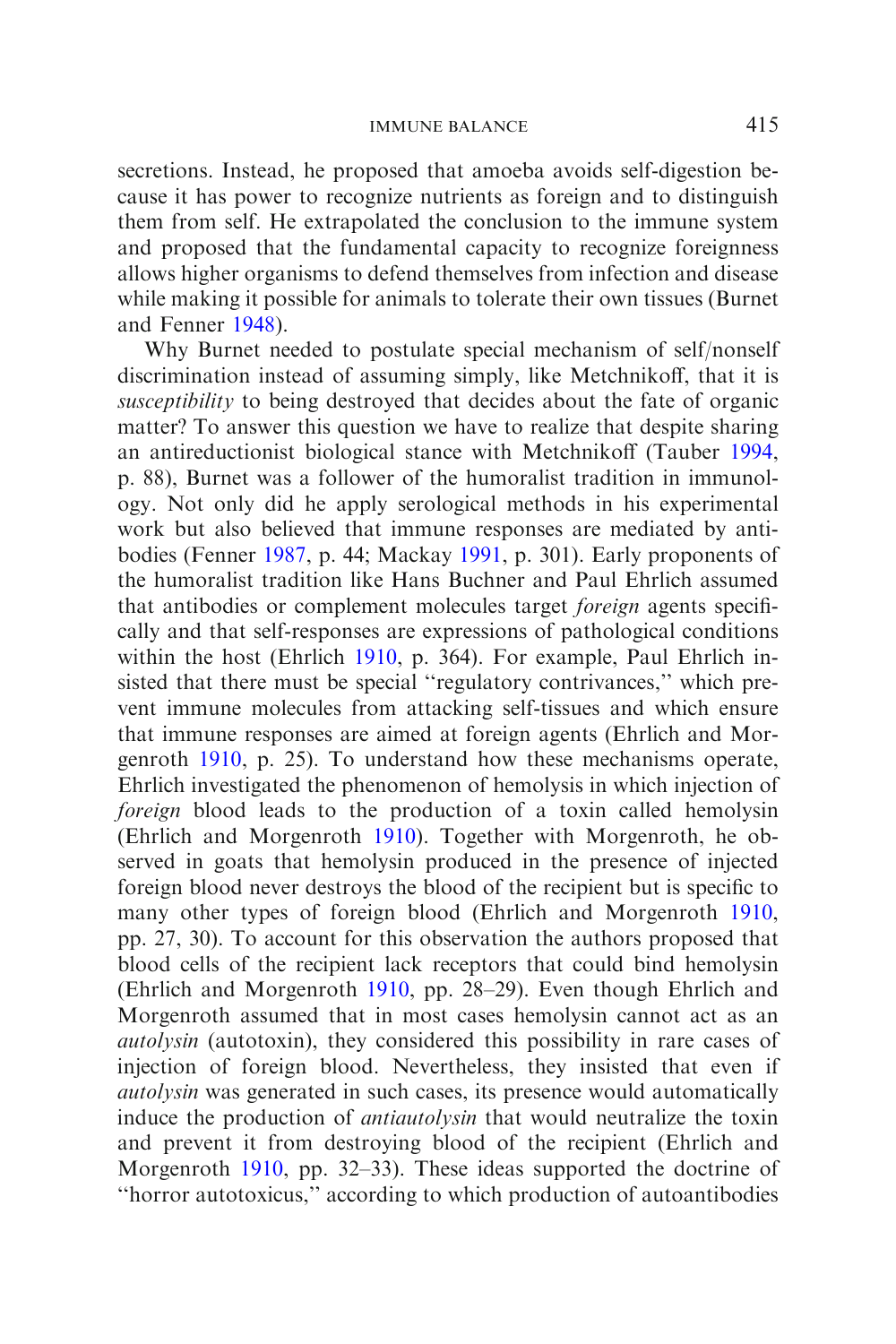secretions. Instead, he proposed that amoeba avoids self-digestion because it has power to recognize nutrients as foreign and to distinguish them from self. He extrapolated the conclusion to the immune system and proposed that the fundamental capacity to recognize foreignness allows higher organisms to defend themselves from infection and disease while making it possible for animals to tolerate their own tissues (Burnet and Fenner 1948).

Why Burnet needed to postulate special mechanism of self/nonself discrimination instead of assuming simply, like Metchnikoff, that it is *susceptibility* to being destroyed that decides about the fate of organic matter? To answer this question we have to realize that despite sharing an antireductionist biological stance with Metchnikoff (Tauber 1994, p. 88), Burnet was a follower of the humoralist tradition in immunology. Not only did he apply serological methods in his experimental work but also believed that immune responses are mediated by antibodies (Fenner 1987, p. 44; Mackay 1991, p. 301). Early proponents of the humoralist tradition like Hans Buchner and Paul Ehrlich assumed that antibodies or complement molecules target *foreign* agents specifically and that self-responses are expressions of pathological conditions within the host (Ehrlich 1910, p. 364). For example, Paul Ehrlich insisted that there must be special ''regulatory contrivances,'' which prevent immune molecules from attacking self-tissues and which ensure that immune responses are aimed at foreign agents (Ehrlich and Morgenroth 1910, p. 25). To understand how these mechanisms operate, Ehrlich investigated the phenomenon of hemolysis in which injection of *foreign* blood leads to the production of a toxin called hemolysin (Ehrlich and Morgenroth 1910). Together with Morgenroth, he observed in goats that hemolysin produced in the presence of injected foreign blood never destroys the blood of the recipient but is specific to many other types of foreign blood (Ehrlich and Morgenroth 1910, pp. 27, 30). To account for this observation the authors proposed that blood cells of the recipient lack receptors that could bind hemolysin (Ehrlich and Morgenroth 1910, pp. 28–29). Even though Ehrlich and Morgenroth assumed that in most cases hemolysin cannot act as an *autolysin* (autotoxin), they considered this possibility in rare cases of injection of foreign blood. Nevertheless, they insisted that even if *autolysin* was generated in such cases, its presence would automatically induce the production of *antiautolysin* that would neutralize the toxin and prevent it from destroying blood of the recipient (Ehrlich and Morgenroth 1910, pp. 32–33). These ideas supported the doctrine of ''horror autotoxicus,'' according to which production of autoantibodies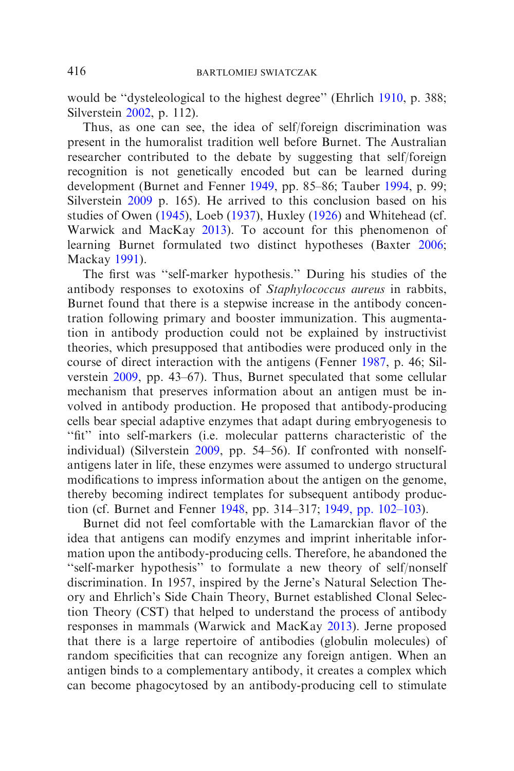would be "dysteleological to the highest degree" (Ehrlich 1910, p. 388; Silverstein 2002, p. 112).

Thus, as one can see, the idea of self/foreign discrimination was present in the humoralist tradition well before Burnet. The Australian researcher contributed to the debate by suggesting that self/foreign recognition is not genetically encoded but can be learned during development (Burnet and Fenner 1949, pp. 85–86; Tauber 1994, p. 99; Silverstein 2009 p. 165). He arrived to this conclusion based on his studies of Owen (1945), Loeb (1937), Huxley (1926) and Whitehead (cf. Warwick and MacKay 2013). To account for this phenomenon of learning Burnet formulated two distinct hypotheses (Baxter 2006; Mackay 1991).

The first was "self-marker hypothesis." During his studies of the antibody responses to exotoxins of *Staphylococcus aureus* in rabbits, Burnet found that there is a stepwise increase in the antibody concentration following primary and booster immunization. This augmentation in antibody production could not be explained by instructivist theories, which presupposed that antibodies were produced only in the course of direct interaction with the antigens (Fenner 1987, p. 46; Silverstein 2009, pp. 43–67). Thus, Burnet speculated that some cellular mechanism that preserves information about an antigen must be involved in antibody production. He proposed that antibody-producing cells bear special adaptive enzymes that adapt during embryogenesis to "fit" into self-markers (i.e. molecular patterns characteristic of the individual) (Silverstein 2009, pp. 54–56). If confronted with nonself-antigens later in life, these enzymes were assumed to undergo structural modifications to impress information about the antigen on the genome, thereby becoming indirect templates for subsequent antibody production (cf. Burnet and Fenner 1948, pp. 314–317; 1949, pp. 102–103).

Burnet did not feel comfortable with the Lamarckian flavor of the idea that antigens can modify enzymes and imprint inheritable information upon the antibody-producing cells. Therefore, he abandoned the "self-marker hypothesis" to formulate a new theory of self/nonself discrimination. In 1957, inspired by the Jerne's Natural Selection Theory and Ehrlich's Side Chain Theory, Burnet established Clonal Selection Theory (CST) that helped to understand the process of antibody responses in mammals (Warwick and MacKay 2013). Jerne proposed that there is a large repertoire of antibodies (globulin molecules) of random specificities that can recognize any foreign antigen. When an antigen binds to a complementary antibody, it creates a complex which can become phagocytosed by an antibody-producing cell to stimulate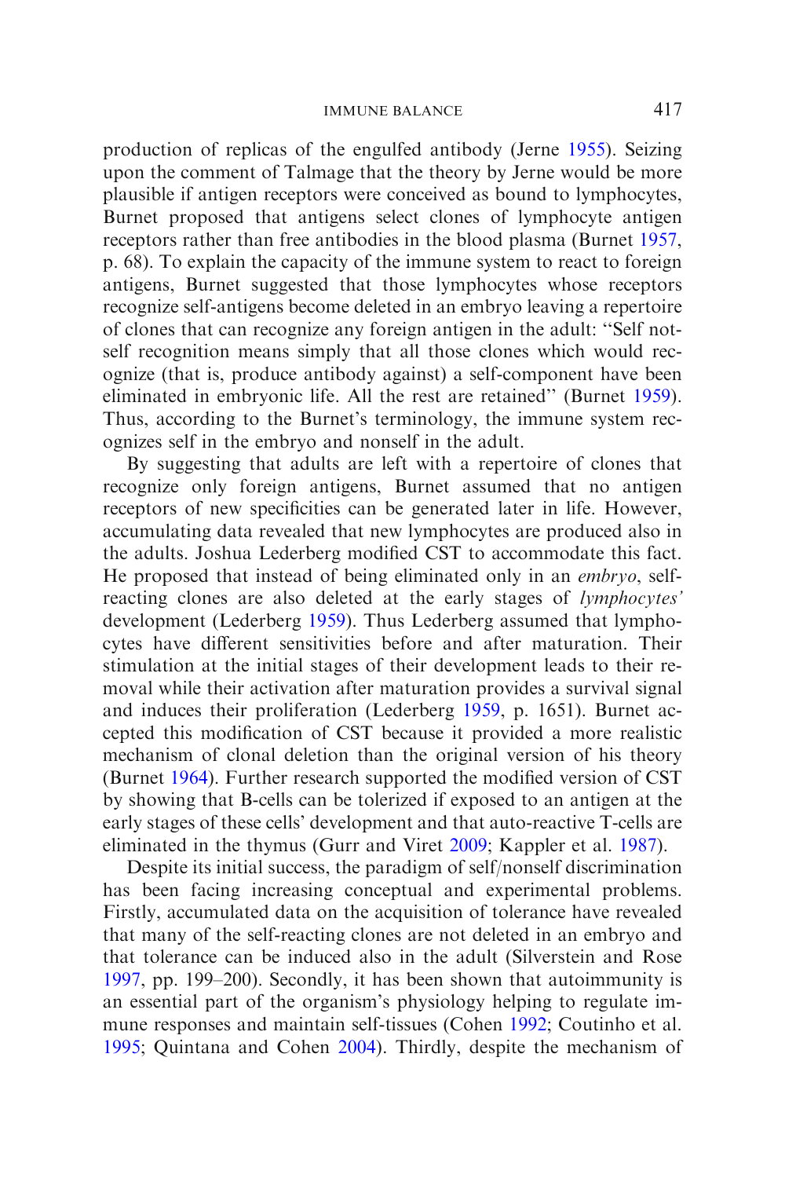production of replicas of the engulfed antibody (Jerne 1955). Seizing upon the comment of Talmage that the theory by Jerne would be more plausible if antigen receptors were conceived as bound to lymphocytes, Burnet proposed that antigens select clones of lymphocyte antigen receptors rather than free antibodies in the blood plasma (Burnet 1957, p. 68). To explain the capacity of the immune system to react to foreign antigens, Burnet suggested that those lymphocytes whose receptors recognize self-antigens become deleted in an embryo leaving a repertoire of clones that can recognize any foreign antigen in the adult: "Self not-self recognition means simply that all those clones which would recognize (that is, produce antibody against) a self-component have been eliminated in embryonic life. All the rest are retained" (Burnet 1959). Thus, according to the Burnet's terminology, the immune system recognizes self in the embryo and nonself in the adult.

By suggesting that adults are left with a repertoire of clones that recognize only foreign antigens, Burnet assumed that no antigen receptors of new specificities can be generated later in life. However, accumulating data revealed that new lymphocytes are produced also in the adults. Joshua Lederberg modified CST to accommodate this fact. He proposed that instead of being eliminated only in an *embryo*, self-reacting clones are also deleted at the early stages of *lymphocytes'* development (Lederberg 1959). Thus Lederberg assumed that lymphocytes have different sensitivities before and after maturation. Their stimulation at the initial stages of their development leads to their removal while their activation after maturation provides a survival signal and induces their proliferation (Lederberg 1959, p. 1651). Burnet accepted this modification of CST because it provided a more realistic mechanism of clonal deletion than the original version of his theory (Burnet 1964). Further research supported the modified version of CST by showing that B-cells can be tolerized if exposed to an antigen at the early stages of these cells' development and that auto-reactive T-cells are eliminated in the thymus (Gurr and Viret 2009; Kappler et al. 1987).

Despite its initial success, the paradigm of self/nonself discrimination has been facing increasing conceptual and experimental problems. Firstly, accumulated data on the acquisition of tolerance have revealed that many of the self-reacting clones are not deleted in an embryo and that tolerance can be induced also in the adult (Silverstein and Rose 1997, pp. 199–200). Secondly, it has been shown that autoimmunity is an essential part of the organism's physiology helping to regulate immune responses and maintain self-tissues (Cohen 1992; Coutinho et al. 1995; Quintana and Cohen 2004). Thirdly, despite the mechanism of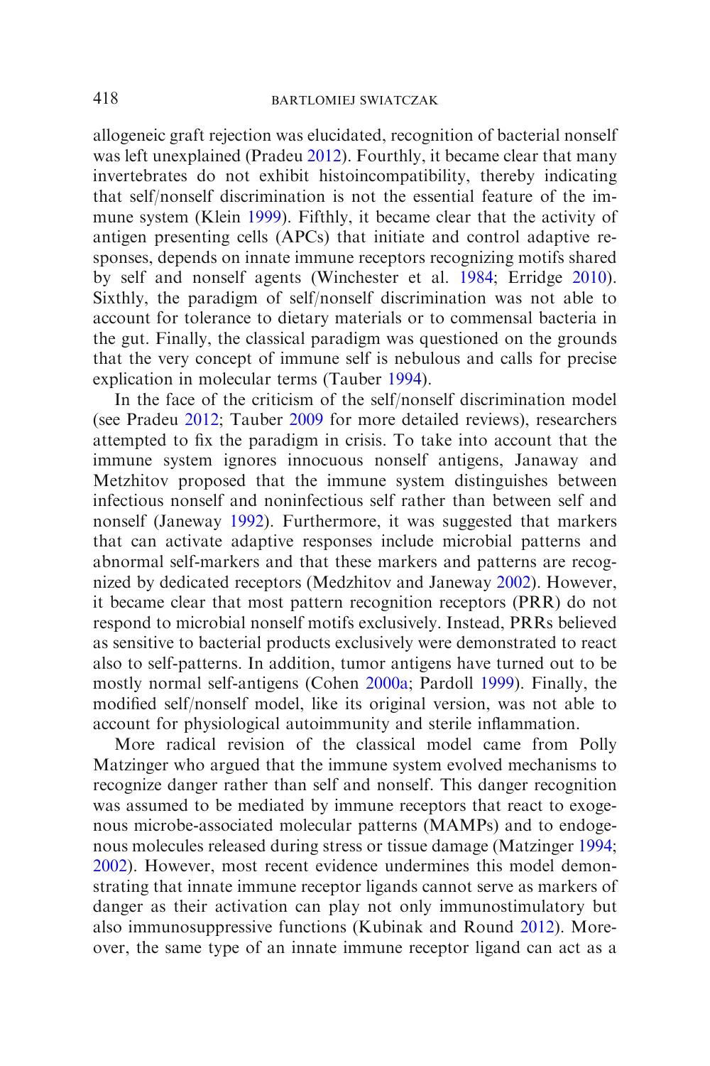allogeneic graft rejection was elucidated, recognition of bacterial nonself was left unexplained (Pradeu 2012). Fourthly, it became clear that many invertebrates do not exhibit histoincompatibility, thereby indicating that self/nonself discrimination is not the essential feature of the immune system (Klein 1999). Fifthly, it became clear that the activity of antigen presenting cells (APCs) that initiate and control adaptive responses, depends on innate immune receptors recognizing motifs shared by self and nonself agents (Winchester et al. 1984; Erridge 2010). Sixthly, the paradigm of self/nonself discrimination was not able to account for tolerance to dietary materials or to commensal bacteria in the gut. Finally, the classical paradigm was questioned on the grounds that the very concept of immune self is nebulous and calls for precise explication in molecular terms (Tauber 1994).

In the face of the criticism of the self/nonself discrimination model (see Pradeu 2012; Tauber 2009 for more detailed reviews), researchers attempted to fix the paradigm in crisis. To take into account that the immune system ignores innocuous nonself antigens, Janaway and Metzhitov proposed that the immune system distinguishes between infectious nonself and noninfectious self rather than between self and nonself (Janeway 1992). Furthermore, it was suggested that markers that can activate adaptive responses include microbial patterns and abnormal self-markers and that these markers and patterns are recognized by dedicated receptors (Medzhitov and Janeway 2002). However, it became clear that most pattern recognition receptors (PRR) do not respond to microbial nonself motifs exclusively. Instead, PRRs believed as sensitive to bacterial products exclusively were demonstrated to react also to self-patterns. In addition, tumor antigens have turned out to be mostly normal self-antigens (Cohen 2000a; Pardoll 1999). Finally, the modified self/nonself model, like its original version, was not able to account for physiological autoimmunity and sterile inflammation.

More radical revision of the classical model came from Polly Matzinger who argued that the immune system evolved mechanisms to recognize danger rather than self and nonself. This danger recognition was assumed to be mediated by immune receptors that react to exogenous microbe-associated molecular patterns (MAMPs) and to endogenous molecules released during stress or tissue damage (Matzinger 1994; 2002). However, most recent evidence undermines this model demonstrating that innate immune receptor ligands cannot serve as markers of danger as their activation can play not only immunostimulatory but also immunosuppressive functions (Kubinak and Round 2012). Moreover, the same type of an innate immune receptor ligand can act as a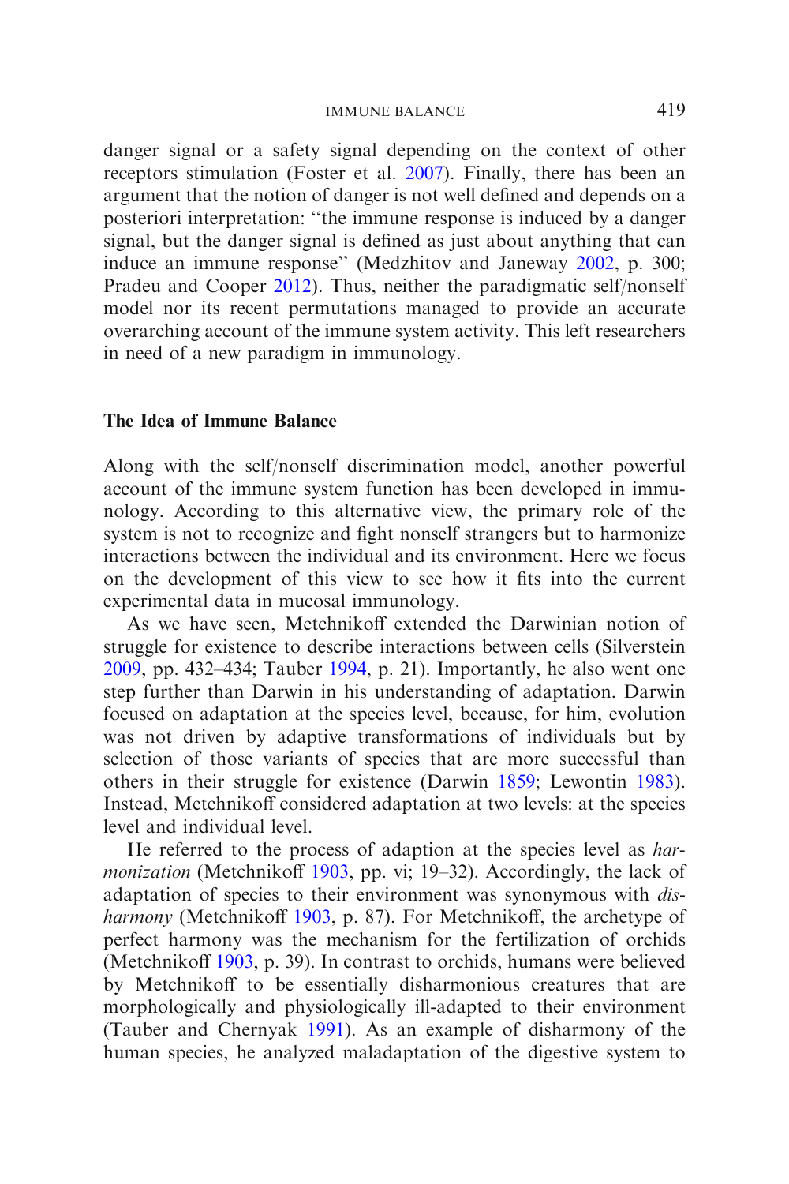danger signal or a safety signal depending on the context of other receptors stimulation (Foster et al. 2007). Finally, there has been an argument that the notion of danger is not well defined and depends on a posteriori interpretation: "the immune response is induced by a danger signal, but the danger signal is defined as just about anything that can induce an immune response" (Medzhitov and Janeway 2002, p. 300; Pradeu and Cooper 2012). Thus, neither the paradigmatic self/nonself model nor its recent permutations managed to provide an accurate overarching account of the immune system activity. This left researchers in need of a new paradigm in immunology.

## The Idea of Immune Balance

Along with the self/nonself discrimination model, another powerful account of the immune system function has been developed in immunology. According to this alternative view, the primary role of the system is not to recognize and fight nonself strangers but to harmonize interactions between the individual and its environment. Here we focus on the development of this view to see how it fits into the current experimental data in mucosal immunology.

As we have seen, Metchnikoff extended the Darwinian notion of struggle for existence to describe interactions between cells (Silverstein 2009, pp. 432–434; Tauber 1994, p. 21). Importantly, he also went one step further than Darwin in his understanding of adaptation. Darwin focused on adaptation at the species level, because, for him, evolution was not driven by adaptive transformations of individuals but by selection of those variants of species that are more successful than others in their struggle for existence (Darwin 1859; Lewontin 1983). Instead, Metchnikoff considered adaptation at two levels: at the species level and individual level.

He referred to the process of adaption at the species level as *harmonization* (Metchnikoff 1903, pp. vi; 19–32). Accordingly, the lack of adaptation of species to their environment was synonymous with *disharmony* (Metchnikoff 1903, p. 87). For Metchnikoff, the archetype of perfect harmony was the mechanism for the fertilization of orchids (Metchnikoff 1903, p. 39). In contrast to orchids, humans were believed by Metchnikoff to be essentially disharmonious creatures that are morphologically and physiologically ill-adapted to their environment (Tauber and Chernyak 1991). As an example of disharmony of the human species, he analyzed maladaptation of the digestive system to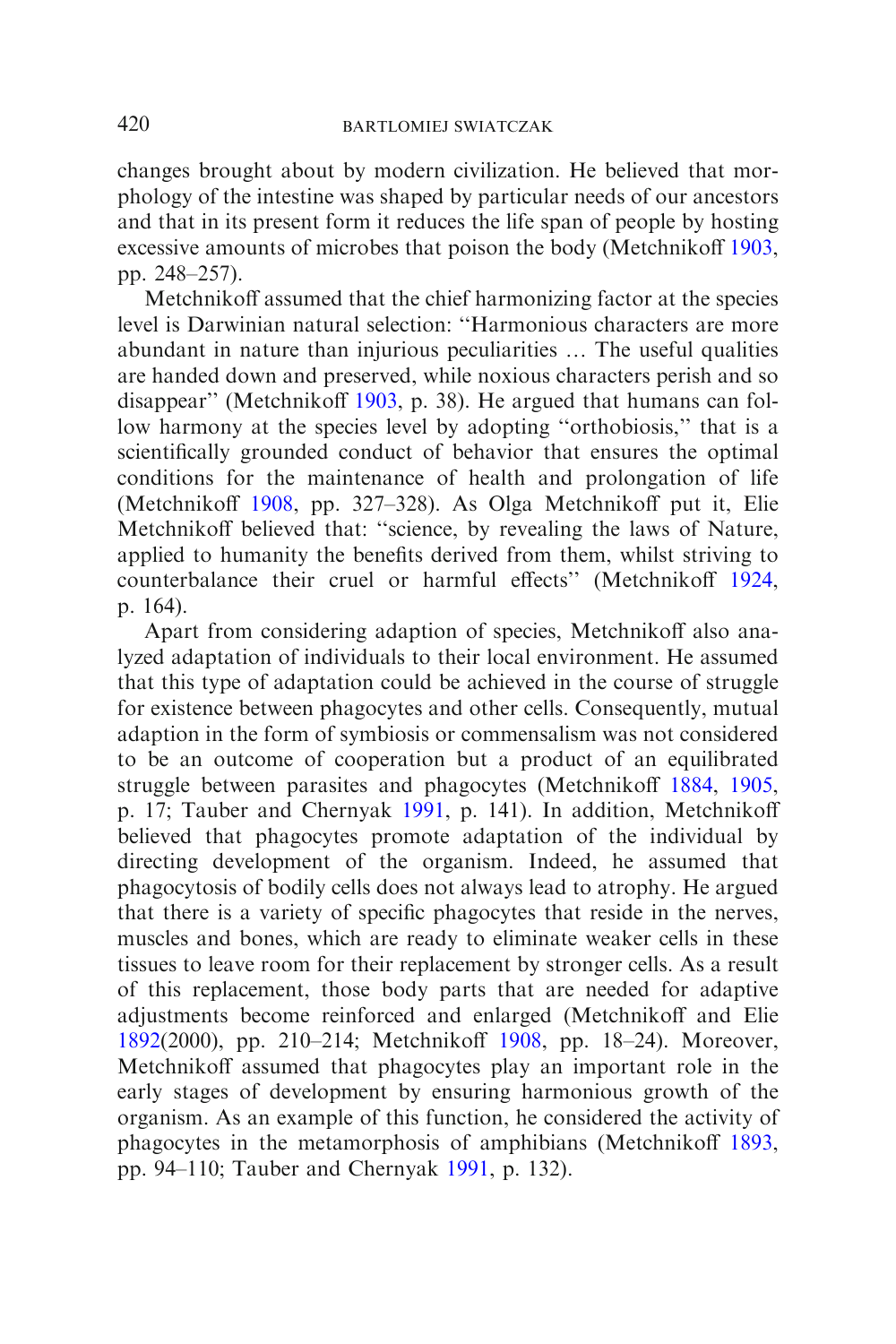changes brought about by modern civilization. He believed that morphology of the intestine was shaped by particular needs of our ancestors and that in its present form it reduces the life span of people by hosting excessive amounts of microbes that poison the body (Metchnikoff 1903, pp. 248–257).

Metchnikoff assumed that the chief harmonizing factor at the species level is Darwinian natural selection: "Harmonious characters are more abundant in nature than injurious peculiarities … The useful qualities are handed down and preserved, while noxious characters perish and so disappear" (Metchnikoff 1903, p. 38). He argued that humans can follow harmony at the species level by adopting "orthobiosis," that is a scientifically grounded conduct of behavior that ensures the optimal conditions for the maintenance of health and prolongation of life (Metchnikoff 1908, pp. 327–328). As Olga Metchnikoff put it, Elie Metchnikoff believed that: "science, by revealing the laws of Nature, applied to humanity the benefits derived from them, whilst striving to counterbalance their cruel or harmful effects" (Metchnikoff 1924, p. 164).

Apart from considering adaption of species, Metchnikoff also analyzed adaptation of individuals to their local environment. He assumed that this type of adaptation could be achieved in the course of struggle for existence between phagocytes and other cells. Consequently, mutual adaption in the form of symbiosis or commensalism was not considered to be an outcome of cooperation but a product of an equilibrated struggle between parasites and phagocytes (Metchnikoff 1884, 1905, p. 17; Tauber and Chernyak 1991, p. 141). In addition, Metchnikoff believed that phagocytes promote adaptation of the individual by directing development of the organism. Indeed, he assumed that phagocytosis of bodily cells does not always lead to atrophy. He argued that there is a variety of specific phagocytes that reside in the nerves, muscles and bones, which are ready to eliminate weaker cells in these tissues to leave room for their replacement by stronger cells. As a result of this replacement, those body parts that are needed for adaptive adjustments become reinforced and enlarged (Metchnikoff and Elie 1892(2000), pp. 210–214; Metchnikoff 1908, pp. 18–24). Moreover, Metchnikoff assumed that phagocytes play an important role in the early stages of development by ensuring harmonious growth of the organism. As an example of this function, he considered the activity of phagocytes in the metamorphosis of amphibians (Metchnikoff 1893, pp. 94–110; Tauber and Chernyak 1991, p. 132).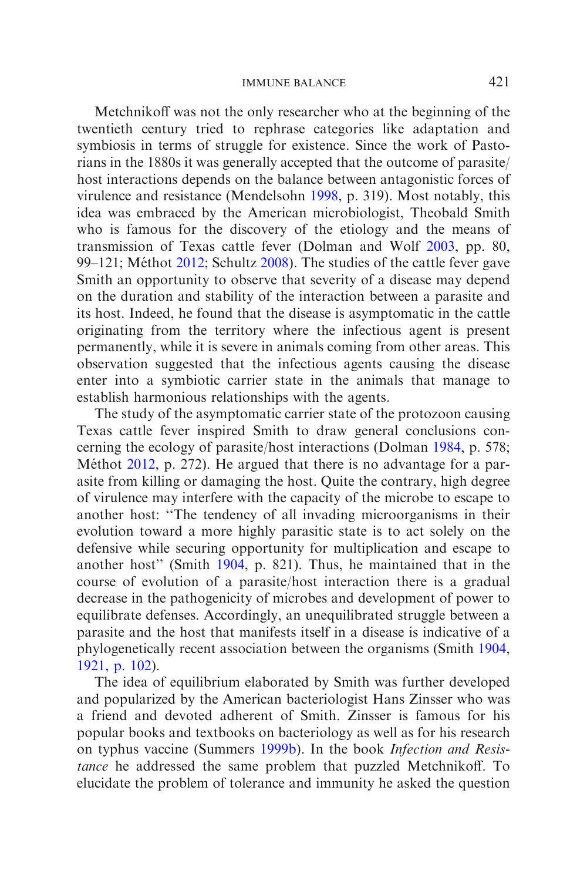Metchnikoff was not the only researcher who at the beginning of the twentieth century tried to rephrase categories like adaptation and symbiosis in terms of struggle for existence. Since the work of Pastorians in the 1880s it was generally accepted that the outcome of parasite/host interactions depends on the balance between antagonistic forces of virulence and resistance (Mendelsohn 1998, p. 319). Most notably, this idea was embraced by the American microbiologist, Theobald Smith who is famous for the discovery of the etiology and the means of transmission of Texas cattle fever (Dolman and Wolf 2003, pp. 80, 99–121; Méthot 2012; Schultz 2008). The studies of the cattle fever gave Smith an opportunity to observe that severity of a disease may depend on the duration and stability of the interaction between a parasite and its host. Indeed, he found that the disease is asymptomatic in the cattle originating from the territory where the infectious agent is present permanently, while it is severe in animals coming from other areas. This observation suggested that the infectious agents causing the disease enter into a symbiotic carrier state in the animals that manage to establish harmonious relationships with the agents.

The study of the asymptomatic carrier state of the protozoon causing Texas cattle fever inspired Smith to draw general conclusions concerning the ecology of parasite/host interactions (Dolman 1984, p. 578; Méthot 2012, p. 272). He argued that there is no advantage for a parasite from killing or damaging the host. Quite the contrary, high degree of virulence may interfere with the capacity of the microbe to escape to another host: "The tendency of all invading microorganisms in their evolution toward a more highly parasitic state is to act solely on the defensive while securing opportunity for multiplication and escape to another host" (Smith 1904, p. 821). Thus, he maintained that in the course of evolution of a parasite/host interaction there is a gradual decrease in the pathogenicity of microbes and development of power to equilibrate defenses. Accordingly, an unequilibrated struggle between a parasite and the host that manifests itself in a disease is indicative of a phylogenetically recent association between the organisms (Smith 1904, 1921, p. 102).

The idea of equilibrium elaborated by Smith was further developed and popularized by the American bacteriologist Hans Zinsser who was a friend and devoted adherent of Smith. Zinsser is famous for his popular books and textbooks on bacteriology as well as for his research on typhus vaccine (Summers 1999b). In the book *Infection and Resistance* he addressed the same problem that puzzled Metchnikoff. To elucidate the problem of tolerance and immunity he asked the question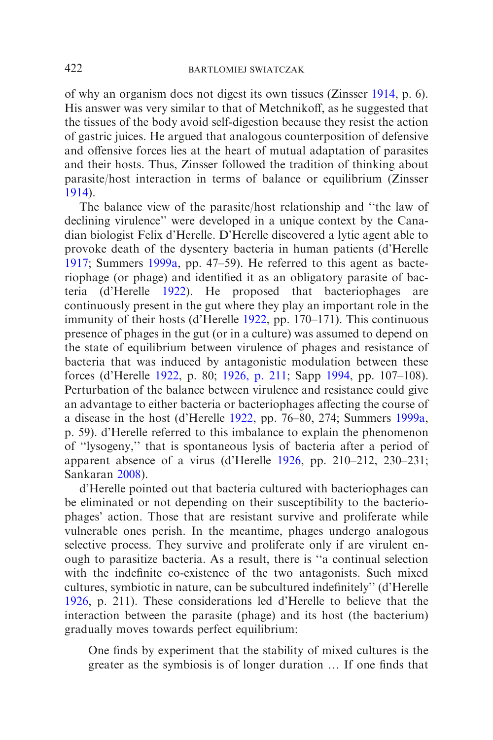of why an organism does not digest its own tissues (Zinsser 1914, p. 6). His answer was very similar to that of Metchnikoff, as he suggested that the tissues of the body avoid self-digestion because they resist the action of gastric juices. He argued that analogous counterposition of defensive and offensive forces lies at the heart of mutual adaptation of parasites and their hosts. Thus, Zinsser followed the tradition of thinking about parasite/host interaction in terms of balance or equilibrium (Zinsser 1914).

The balance view of the parasite/host relationship and ''the law of declining virulence'' were developed in a unique context by the Canadian biologist Felix d'Herelle. D'Herelle discovered a lytic agent able to provoke death of the dysentery bacteria in human patients (d'Herelle 1917; Summers 1999a, pp. 47–59). He referred to this agent as bacteriophage (or phage) and identified it as an obligatory parasite of bacteria (d'Herelle 1922). He proposed that bacteriophages are continuously present in the gut where they play an important role in the immunity of their hosts (d'Herelle 1922, pp. 170–171). This continuous presence of phages in the gut (or in a culture) was assumed to depend on the state of equilibrium between virulence of phages and resistance of bacteria that was induced by antagonistic modulation between these forces (d'Herelle 1922, p. 80; 1926, p. 211; Sapp 1994, pp. 107–108). Perturbation of the balance between virulence and resistance could give an advantage to either bacteria or bacteriophages affecting the course of a disease in the host (d'Herelle 1922, pp. 76–80, 274; Summers 1999a, p. 59). d'Herelle referred to this imbalance to explain the phenomenon of ''lysogeny,'' that is spontaneous lysis of bacteria after a period of apparent absence of a virus (d'Herelle 1926, pp. 210–212, 230–231; Sankaran 2008).

d'Herelle pointed out that bacteria cultured with bacteriophages can be eliminated or not depending on their susceptibility to the bacteriophages' action. Those that are resistant survive and proliferate while vulnerable ones perish. In the meantime, phages undergo analogous selective process. They survive and proliferate only if are virulent enough to parasitize bacteria. As a result, there is ''a continual selection with the indefinite co-existence of the two antagonists. Such mixed cultures, symbiotic in nature, can be subcultured indefinitely'' (d'Herelle 1926, p. 211). These considerations led d'Herelle to believe that the interaction between the parasite (phage) and its host (the bacterium) gradually moves towards perfect equilibrium:

> One finds by experiment that the stability of mixed cultures is the greater as the symbiosis is of longer duration … If one finds that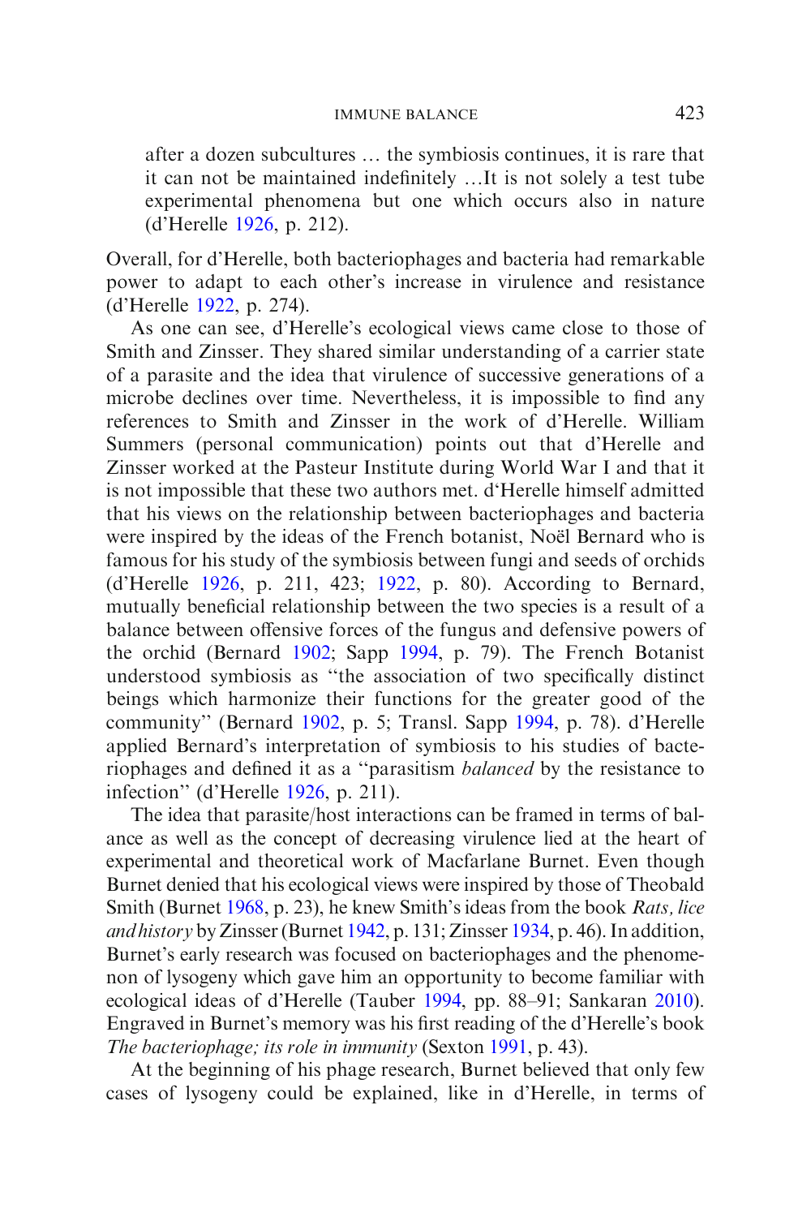> after a dozen subcultures … the symbiosis continues, it is rare that it can not be maintained indefinitely …It is not solely a test tube experimental phenomena but one which occurs also in nature (d'Herelle 1926, p. 212).

Overall, for d'Herelle, both bacteriophages and bacteria had remarkable power to adapt to each other's increase in virulence and resistance (d'Herelle 1922, p. 274).

As one can see, d'Herelle's ecological views came close to those of Smith and Zinsser. They shared similar understanding of a carrier state of a parasite and the idea that virulence of successive generations of a microbe declines over time. Nevertheless, it is impossible to find any references to Smith and Zinsser in the work of d'Herelle. William Summers (personal communication) points out that d'Herelle and Zinsser worked at the Pasteur Institute during World War I and that it is not impossible that these two authors met. d'Herelle himself admitted that his views on the relationship between bacteriophages and bacteria were inspired by the ideas of the French botanist, Noël Bernard who is famous for his study of the symbiosis between fungi and seeds of orchids (d'Herelle 1926, p. 211, 423; 1922, p. 80). According to Bernard, mutually beneficial relationship between the two species is a result of a balance between offensive forces of the fungus and defensive powers of the orchid (Bernard 1902; Sapp 1994, p. 79). The French Botanist understood symbiosis as "the association of two specifically distinct beings which harmonize their functions for the greater good of the community" (Bernard 1902, p. 5; Transl. Sapp 1994, p. 78). d'Herelle applied Bernard's interpretation of symbiosis to his studies of bacteriophages and defined it as a "parasitism *balanced* by the resistance to infection" (d'Herelle 1926, p. 211).

The idea that parasite/host interactions can be framed in terms of balance as well as the concept of decreasing virulence lied at the heart of experimental and theoretical work of Macfarlane Burnet. Even though Burnet denied that his ecological views were inspired by those of Theobald Smith (Burnet 1968, p. 23), he knew Smith's ideas from the book *Rats, lice and history* by Zinsser (Burnet 1942, p. 131; Zinsser 1934, p. 46). In addition, Burnet's early research was focused on bacteriophages and the phenomenon of lysogeny which gave him an opportunity to become familiar with ecological ideas of d'Herelle (Tauber 1994, pp. 88–91; Sankaran 2010). Engraved in Burnet's memory was his first reading of the d'Herelle's book *The bacteriophage; its role in immunity* (Sexton 1991, p. 43).

At the beginning of his phage research, Burnet believed that only few cases of lysogeny could be explained, like in d'Herelle, in terms of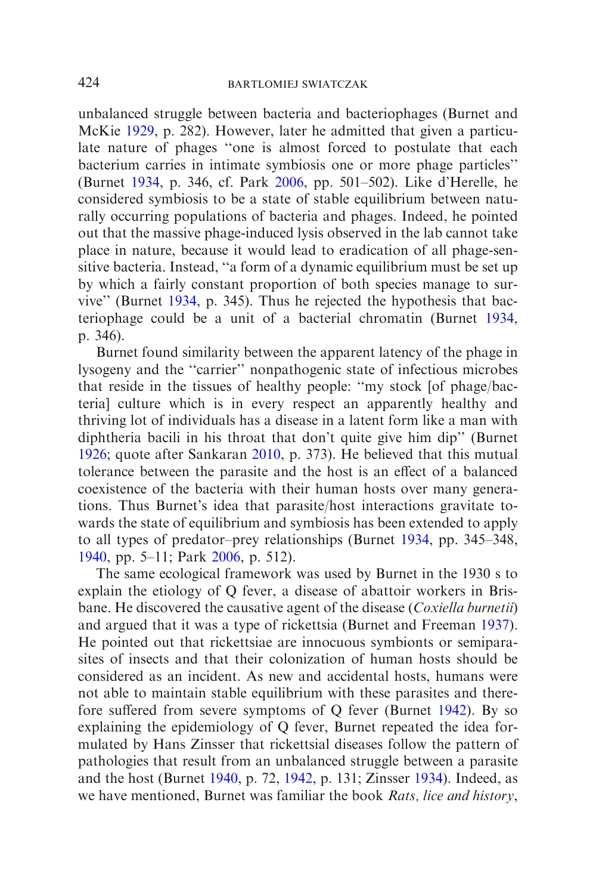unbalanced struggle between bacteria and bacteriophages (Burnet and McKie 1929, p. 282). However, later he admitted that given a particulate nature of phages ''one is almost forced to postulate that each bacterium carries in intimate symbiosis one or more phage particles'' (Burnet 1934, p. 346, cf. Park 2006, pp. 501–502). Like d'Herelle, he considered symbiosis to be a state of stable equilibrium between naturally occurring populations of bacteria and phages. Indeed, he pointed out that the massive phage-induced lysis observed in the lab cannot take place in nature, because it would lead to eradication of all phage-sensitive bacteria. Instead, ''a form of a dynamic equilibrium must be set up by which a fairly constant proportion of both species manage to survive'' (Burnet 1934, p. 345). Thus he rejected the hypothesis that bacteriophage could be a unit of a bacterial chromatin (Burnet 1934, p. 346).

Burnet found similarity between the apparent latency of the phage in lysogeny and the ''carrier'' nonpathogenic state of infectious microbes that reside in the tissues of healthy people: ''my stock [of phage/bacteria] culture which is in every respect an apparently healthy and thriving lot of individuals has a disease in a latent form like a man with diphtheria bacili in his throat that don't quite give him dip'' (Burnet 1926; quote after Sankaran 2010, p. 373). He believed that this mutual tolerance between the parasite and the host is an effect of a balanced coexistence of the bacteria with their human hosts over many generations. Thus Burnet's idea that parasite/host interactions gravitate towards the state of equilibrium and symbiosis has been extended to apply to all types of predator–prey relationships (Burnet 1934, pp. 345–348, 1940, pp. 5–11; Park 2006, p. 512).

The same ecological framework was used by Burnet in the 1930 s to explain the etiology of Q fever, a disease of abattoir workers in Brisbane. He discovered the causative agent of the disease (*Coxiella burnetii*) and argued that it was a type of rickettsia (Burnet and Freeman 1937). He pointed out that rickettsiae are innocuous symbionts or semiparasites of insects and that their colonization of human hosts should be considered as an incident. As new and accidental hosts, humans were not able to maintain stable equilibrium with these parasites and therefore suffered from severe symptoms of Q fever (Burnet 1942). By so explaining the epidemiology of Q fever, Burnet repeated the idea formulated by Hans Zinsser that rickettsial diseases follow the pattern of pathologies that result from an unbalanced struggle between a parasite and the host (Burnet 1940, p. 72, 1942, p. 131; Zinsser 1934). Indeed, as we have mentioned, Burnet was familiar the book *Rats, lice and history*,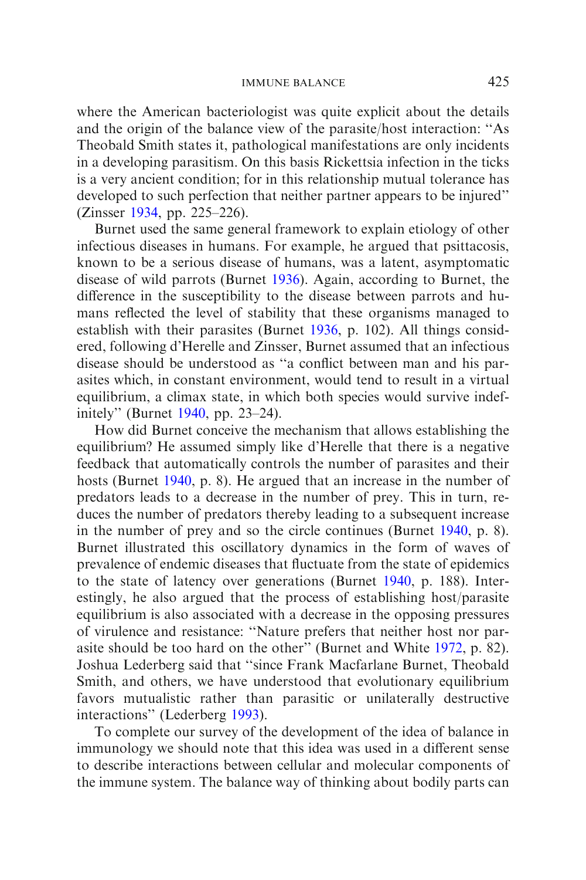where the American bacteriologist was quite explicit about the details and the origin of the balance view of the parasite/host interaction: "As Theobald Smith states it, pathological manifestations are only incidents in a developing parasitism. On this basis Rickettsia infection in the ticks is a very ancient condition; for in this relationship mutual tolerance has developed to such perfection that neither partner appears to be injured" (Zinsser 1934, pp. 225–226).

Burnet used the same general framework to explain etiology of other infectious diseases in humans. For example, he argued that psittacosis, known to be a serious disease of humans, was a latent, asymptomatic disease of wild parrots (Burnet 1936). Again, according to Burnet, the difference in the susceptibility to the disease between parrots and humans reflected the level of stability that these organisms managed to establish with their parasites (Burnet 1936, p. 102). All things considered, following d'Herelle and Zinsser, Burnet assumed that an infectious disease should be understood as "a conflict between man and his parasites which, in constant environment, would tend to result in a virtual equilibrium, a climax state, in which both species would survive indefinitely" (Burnet 1940, pp. 23–24).

How did Burnet conceive the mechanism that allows establishing the equilibrium? He assumed simply like d'Herelle that there is a negative feedback that automatically controls the number of parasites and their hosts (Burnet 1940, p. 8). He argued that an increase in the number of predators leads to a decrease in the number of prey. This in turn, reduces the number of predators thereby leading to a subsequent increase in the number of prey and so the circle continues (Burnet 1940, p. 8). Burnet illustrated this oscillatory dynamics in the form of waves of prevalence of endemic diseases that fluctuate from the state of epidemics to the state of latency over generations (Burnet 1940, p. 188). Interestingly, he also argued that the process of establishing host/parasite equilibrium is also associated with a decrease in the opposing pressures of virulence and resistance: "Nature prefers that neither host nor parasite should be too hard on the other" (Burnet and White 1972, p. 82). Joshua Lederberg said that "since Frank Macfarlane Burnet, Theobald Smith, and others, we have understood that evolutionary equilibrium favors mutualistic rather than parasitic or unilaterally destructive interactions" (Lederberg 1993).

To complete our survey of the development of the idea of balance in immunology we should note that this idea was used in a different sense to describe interactions between cellular and molecular components of the immune system. The balance way of thinking about bodily parts can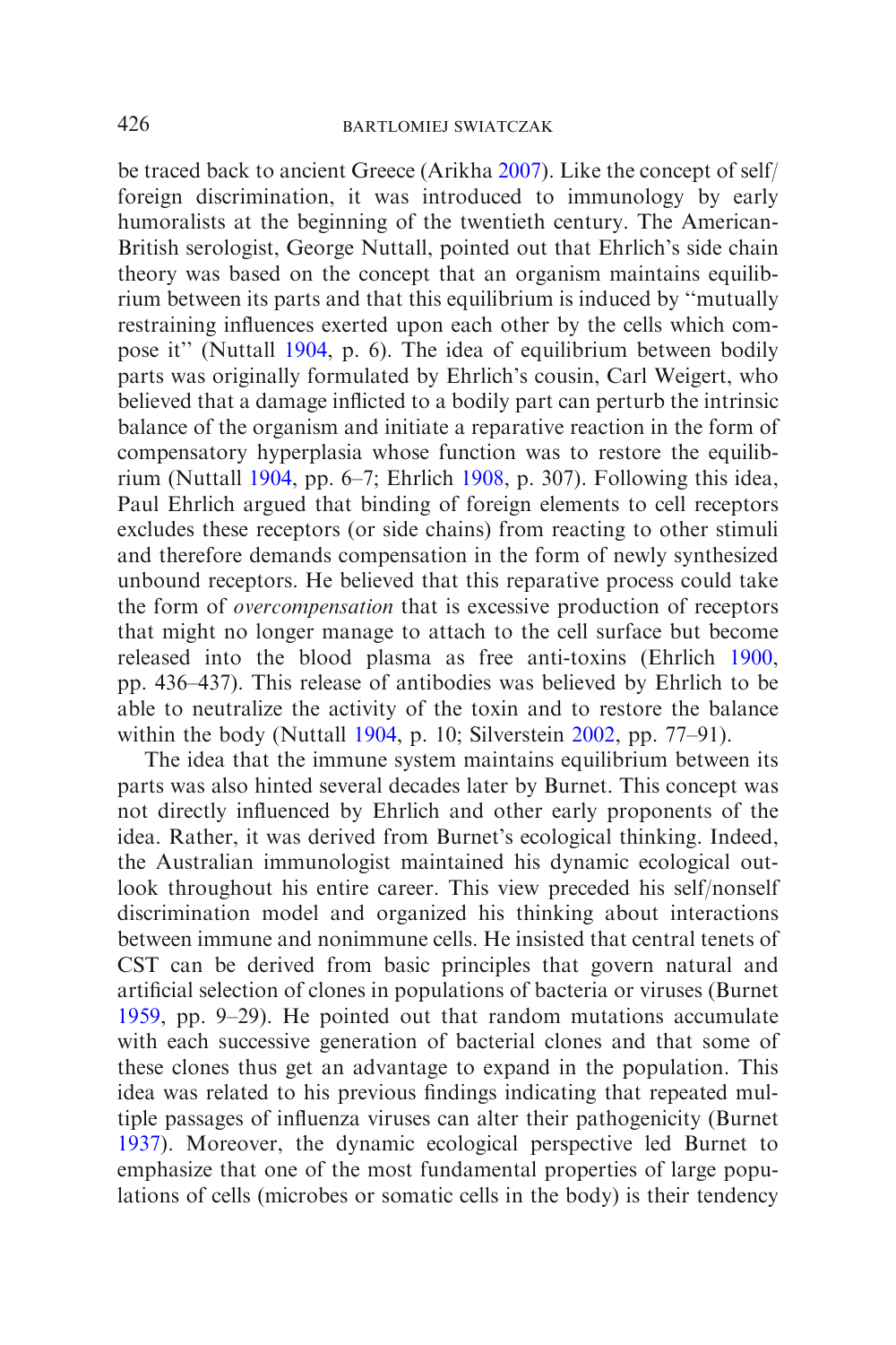be traced back to ancient Greece (Arikha 2007). Like the concept of self/foreign discrimination, it was introduced to immunology by early humoralists at the beginning of the twentieth century. The American-British serologist, George Nuttall, pointed out that Ehrlich's side chain theory was based on the concept that an organism maintains equilibrium between its parts and that this equilibrium is induced by "mutually restraining influences exerted upon each other by the cells which compose it" (Nuttall 1904, p. 6). The idea of equilibrium between bodily parts was originally formulated by Ehrlich's cousin, Carl Weigert, who believed that a damage inflicted to a bodily part can perturb the intrinsic balance of the organism and initiate a reparative reaction in the form of compensatory hyperplasia whose function was to restore the equilibrium (Nuttall 1904, pp. 6–7; Ehrlich 1908, p. 307). Following this idea, Paul Ehrlich argued that binding of foreign elements to cell receptors excludes these receptors (or side chains) from reacting to other stimuli and therefore demands compensation in the form of newly synthesized unbound receptors. He believed that this reparative process could take the form of *overcompensation* that is excessive production of receptors that might no longer manage to attach to the cell surface but become released into the blood plasma as free anti-toxins (Ehrlich 1900, pp. 436–437). This release of antibodies was believed by Ehrlich to be able to neutralize the activity of the toxin and to restore the balance within the body (Nuttall 1904, p. 10; Silverstein 2002, pp. 77–91).

The idea that the immune system maintains equilibrium between its parts was also hinted several decades later by Burnet. This concept was not directly influenced by Ehrlich and other early proponents of the idea. Rather, it was derived from Burnet's ecological thinking. Indeed, the Australian immunologist maintained his dynamic ecological outlook throughout his entire career. This view preceded his self/nonself discrimination model and organized his thinking about interactions between immune and nonimmune cells. He insisted that central tenets of CST can be derived from basic principles that govern natural and artificial selection of clones in populations of bacteria or viruses (Burnet 1959, pp. 9–29). He pointed out that random mutations accumulate with each successive generation of bacterial clones and that some of these clones thus get an advantage to expand in the population. This idea was related to his previous findings indicating that repeated multiple passages of influenza viruses can alter their pathogenicity (Burnet 1937). Moreover, the dynamic ecological perspective led Burnet to emphasize that one of the most fundamental properties of large populations of cells (microbes or somatic cells in the body) is their tendency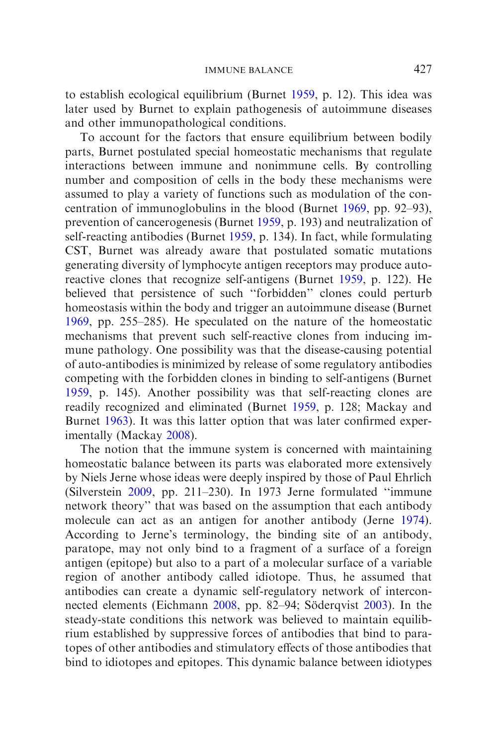to establish ecological equilibrium (Burnet 1959, p. 12). This idea was later used by Burnet to explain pathogenesis of autoimmune diseases and other immunopathological conditions.

To account for the factors that ensure equilibrium between bodily parts, Burnet postulated special homeostatic mechanisms that regulate interactions between immune and nonimmune cells. By controlling number and composition of cells in the body these mechanisms were assumed to play a variety of functions such as modulation of the concentration of immunoglobulins in the blood (Burnet 1969, pp. 92–93), prevention of cancerogenesis (Burnet 1959, p. 193) and neutralization of self-reacting antibodies (Burnet 1959, p. 134). In fact, while formulating CST, Burnet was already aware that postulated somatic mutations generating diversity of lymphocyte antigen receptors may produce autoreactive clones that recognize self-antigens (Burnet 1959, p. 122). He believed that persistence of such ''forbidden'' clones could perturb homeostasis within the body and trigger an autoimmune disease (Burnet 1969, pp. 255–285). He speculated on the nature of the homeostatic mechanisms that prevent such self-reactive clones from inducing immune pathology. One possibility was that the disease-causing potential of auto-antibodies is minimized by release of some regulatory antibodies competing with the forbidden clones in binding to self-antigens (Burnet 1959, p. 145). Another possibility was that self-reacting clones are readily recognized and eliminated (Burnet 1959, p. 128; Mackay and Burnet 1963). It was this latter option that was later confirmed experimentally (Mackay 2008).

The notion that the immune system is concerned with maintaining homeostatic balance between its parts was elaborated more extensively by Niels Jerne whose ideas were deeply inspired by those of Paul Ehrlich (Silverstein 2009, pp. 211–230). In 1973 Jerne formulated ''immune network theory'' that was based on the assumption that each antibody molecule can act as an antigen for another antibody (Jerne 1974). According to Jerne's terminology, the binding site of an antibody, paratope, may not only bind to a fragment of a surface of a foreign antigen (epitope) but also to a part of a molecular surface of a variable region of another antibody called idiotope. Thus, he assumed that antibodies can create a dynamic self-regulatory network of interconnected elements (Eichmann 2008, pp. 82–94; Söderqvist 2003). In the steady-state conditions this network was believed to maintain equilibrium established by suppressive forces of antibodies that bind to paratopes of other antibodies and stimulatory effects of those antibodies that bind to idiotopes and epitopes. This dynamic balance between idiotypes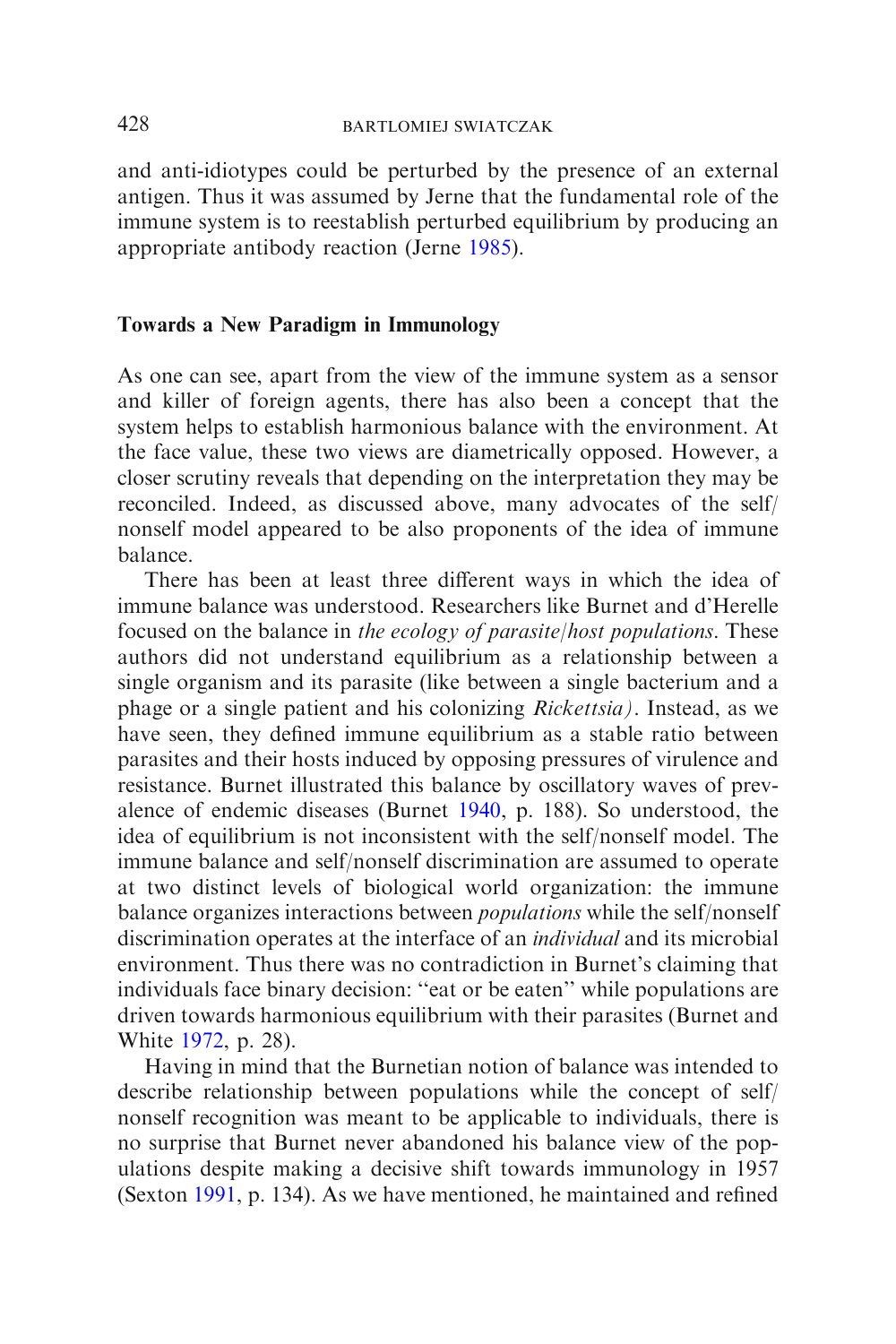and anti-idiotypes could be perturbed by the presence of an external antigen. Thus it was assumed by Jerne that the fundamental role of the immune system is to reestablish perturbed equilibrium by producing an appropriate antibody reaction (Jerne 1985).

## Towards a New Paradigm in Immunology

As one can see, apart from the view of the immune system as a sensor and killer of foreign agents, there has also been a concept that the system helps to establish harmonious balance with the environment. At the face value, these two views are diametrically opposed. However, a closer scrutiny reveals that depending on the interpretation they may be reconciled. Indeed, as discussed above, many advocates of the self/nonself model appeared to be also proponents of the idea of immune balance.

There has been at least three different ways in which the idea of immune balance was understood. Researchers like Burnet and d'Herelle focused on the balance in *the ecology of parasite/host populations*. These authors did not understand equilibrium as a relationship between a single organism and its parasite (like between a single bacterium and a phage or a single patient and his colonizing *Rickettsia)*. Instead, as we have seen, they defined immune equilibrium as a stable ratio between parasites and their hosts induced by opposing pressures of virulence and resistance. Burnet illustrated this balance by oscillatory waves of prevalence of endemic diseases (Burnet 1940, p. 188). So understood, the idea of equilibrium is not inconsistent with the self/nonself model. The immune balance and self/nonself discrimination are assumed to operate at two distinct levels of biological world organization: the immune balance organizes interactions between *populations* while the self/nonself discrimination operates at the interface of an *individual* and its microbial environment. Thus there was no contradiction in Burnet's claiming that individuals face binary decision: "eat or be eaten" while populations are driven towards harmonious equilibrium with their parasites (Burnet and White 1972, p. 28).

Having in mind that the Burnetian notion of balance was intended to describe relationship between populations while the concept of self/nonself recognition was meant to be applicable to individuals, there is no surprise that Burnet never abandoned his balance view of the populations despite making a decisive shift towards immunology in 1957 (Sexton 1991, p. 134). As we have mentioned, he maintained and refined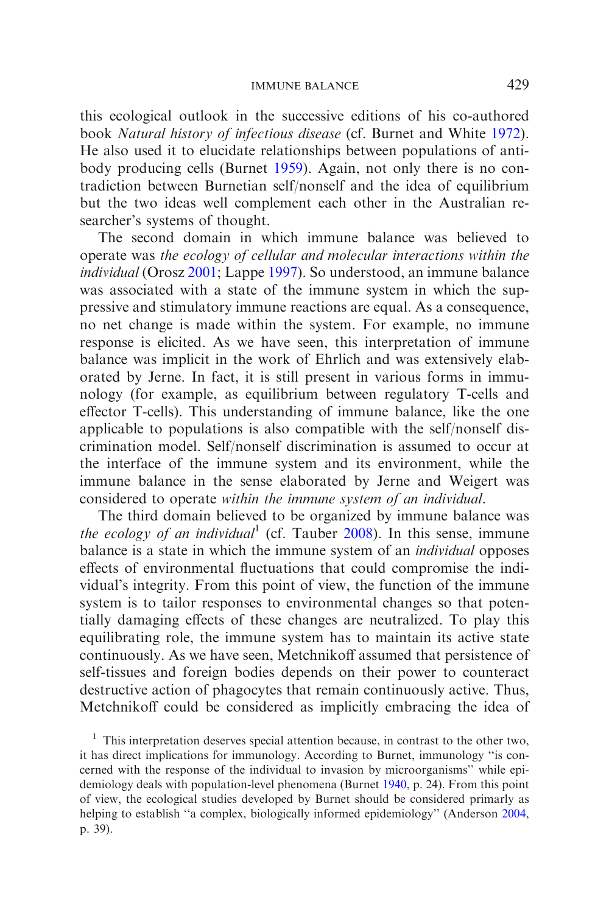this ecological outlook in the successive editions of his co-authored book *Natural history of infectious disease* (cf. Burnet and White 1972). He also used it to elucidate relationships between populations of antibody producing cells (Burnet 1959). Again, not only there is no contradiction between Burnetian self/nonself and the idea of equilibrium but the two ideas well complement each other in the Australian researcher's systems of thought.

The second domain in which immune balance was believed to operate was *the ecology of cellular and molecular interactions within the individual* (Orosz 2001; Lappe 1997). So understood, an immune balance was associated with a state of the immune system in which the suppressive and stimulatory immune reactions are equal. As a consequence, no net change is made within the system. For example, no immune response is elicited. As we have seen, this interpretation of immune balance was implicit in the work of Ehrlich and was extensively elaborated by Jerne. In fact, it is still present in various forms in immunology (for example, as equilibrium between regulatory T-cells and effector T-cells). This understanding of immune balance, like the one applicable to populations is also compatible with the self/nonself discrimination model. Self/nonself discrimination is assumed to occur at the interface of the immune system and its environment, while the immune balance in the sense elaborated by Jerne and Weigert was considered to operate *within the immune system of an individual*.

The third domain believed to be organized by immune balance was *the ecology of an individual*[1] (cf. Tauber 2008). In this sense, immune balance is a state in which the immune system of an *individual* opposes effects of environmental fluctuations that could compromise the individual's integrity. From this point of view, the function of the immune system is to tailor responses to environmental changes so that potentially damaging effects of these changes are neutralized. To play this equilibrating role, the immune system has to maintain its active state continuously. As we have seen, Metchnikoff assumed that persistence of self-tissues and foreign bodies depends on their power to counteract destructive action of phagocytes that remain continuously active. Thus, Metchnikoff could be considered as implicitly embracing the idea of

[1] This interpretation deserves special attention because, in contrast to the other two, it has direct implications for immunology. According to Burnet, immunology "is concerned with the response of the individual to invasion by microorganisms" while epidemiology deals with population-level phenomena (Burnet 1940, p. 24). From this point of view, the ecological studies developed by Burnet should be considered primarly as helping to establish "a complex, biologically informed epidemiology" (Anderson 2004, p. 39).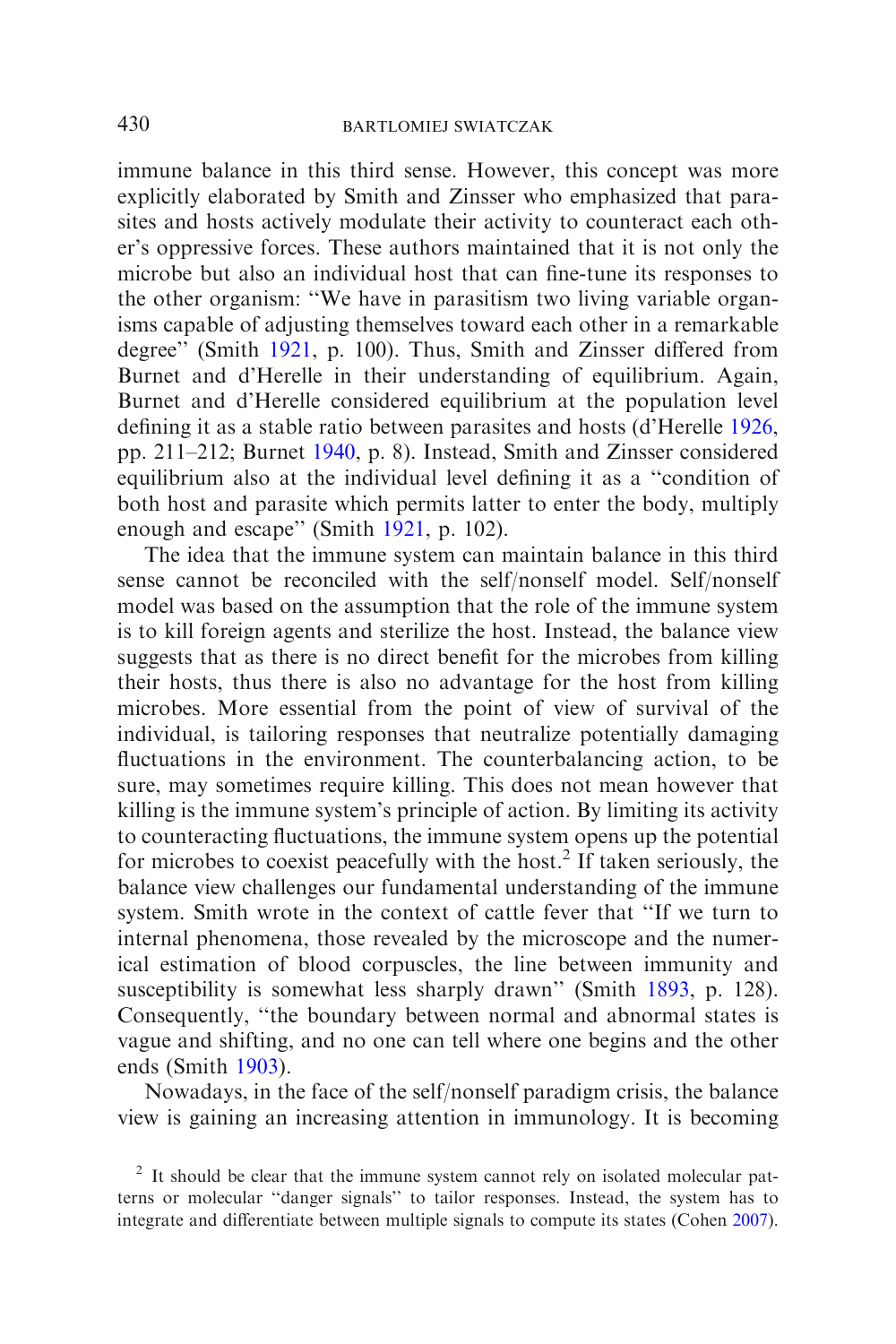immune balance in this third sense. However, this concept was more explicitly elaborated by Smith and Zinsser who emphasized that parasites and hosts actively modulate their activity to counteract each other's oppressive forces. These authors maintained that it is not only the microbe but also an individual host that can fine-tune its responses to the other organism: "We have in parasitism two living variable organisms capable of adjusting themselves toward each other in a remarkable degree" (Smith 1921, p. 100). Thus, Smith and Zinsser differed from Burnet and d'Herelle in their understanding of equilibrium. Again, Burnet and d'Herelle considered equilibrium at the population level defining it as a stable ratio between parasites and hosts (d'Herelle 1926, pp. 211–212; Burnet 1940, p. 8). Instead, Smith and Zinsser considered equilibrium also at the individual level defining it as a "condition of both host and parasite which permits latter to enter the body, multiply enough and escape" (Smith 1921, p. 102).

The idea that the immune system can maintain balance in this third sense cannot be reconciled with the self/nonself model. Self/nonself model was based on the assumption that the role of the immune system is to kill foreign agents and sterilize the host. Instead, the balance view suggests that as there is no direct benefit for the microbes from killing their hosts, thus there is also no advantage for the host from killing microbes. More essential from the point of view of survival of the individual, is tailoring responses that neutralize potentially damaging fluctuations in the environment. The counterbalancing action, to be sure, may sometimes require killing. This does not mean however that killing is the immune system's principle of action. By limiting its activity to counteracting fluctuations, the immune system opens up the potential for microbes to coexist peacefully with the host.[2] If taken seriously, the balance view challenges our fundamental understanding of the immune system. Smith wrote in the context of cattle fever that "If we turn to internal phenomena, those revealed by the microscope and the numerical estimation of blood corpuscles, the line between immunity and susceptibility is somewhat less sharply drawn" (Smith 1893, p. 128). Consequently, "the boundary between normal and abnormal states is vague and shifting, and no one can tell where one begins and the other ends (Smith 1903).

Nowadays, in the face of the self/nonself paradigm crisis, the balance view is gaining an increasing attention in immunology. It is becoming

[2] It should be clear that the immune system cannot rely on isolated molecular patterns or molecular "danger signals" to tailor responses. Instead, the system has to integrate and differentiate between multiple signals to compute its states (Cohen 2007).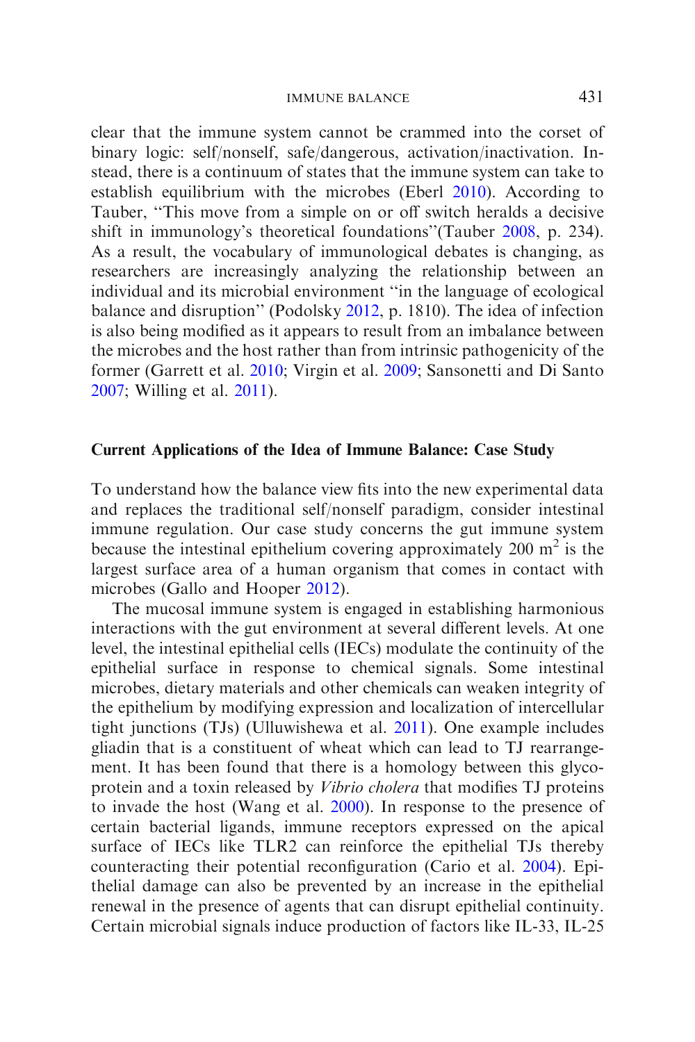clear that the immune system cannot be crammed into the corset of binary logic: self/nonself, safe/dangerous, activation/inactivation. Instead, there is a continuum of states that the immune system can take to establish equilibrium with the microbes (Eberl 2010). According to Tauber, "This move from a simple on or off switch heralds a decisive shift in immunology's theoretical foundations"(Tauber 2008, p. 234). As a result, the vocabulary of immunological debates is changing, as researchers are increasingly analyzing the relationship between an individual and its microbial environment "in the language of ecological balance and disruption" (Podolsky 2012, p. 1810). The idea of infection is also being modified as it appears to result from an imbalance between the microbes and the host rather than from intrinsic pathogenicity of the former (Garrett et al. 2010; Virgin et al. 2009; Sansonetti and Di Santo 2007; Willing et al. 2011).

## Current Applications of the Idea of Immune Balance: Case Study

To understand how the balance view fits into the new experimental data and replaces the traditional self/nonself paradigm, consider intestinal immune regulation. Our case study concerns the gut immune system because the intestinal epithelium covering approximately 200 $m^2$ is the largest surface area of a human organism that comes in contact with microbes (Gallo and Hooper 2012).

The mucosal immune system is engaged in establishing harmonious interactions with the gut environment at several different levels. At one level, the intestinal epithelial cells (IECs) modulate the continuity of the epithelial surface in response to chemical signals. Some intestinal microbes, dietary materials and other chemicals can weaken integrity of the epithelium by modifying expression and localization of intercellular tight junctions (TJs) (Ulluwishewa et al. 2011). One example includes gliadin that is a constituent of wheat which can lead to TJ rearrangement. It has been found that there is a homology between this glycoprotein and a toxin released by *Vibrio cholera* that modifies TJ proteins to invade the host (Wang et al. 2000). In response to the presence of certain bacterial ligands, immune receptors expressed on the apical surface of IECs like TLR2 can reinforce the epithelial TJs thereby counteracting their potential reconfiguration (Cario et al. 2004). Epithelial damage can also be prevented by an increase in the epithelial renewal in the presence of agents that can disrupt epithelial continuity. Certain microbial signals induce production of factors like IL-33, IL-25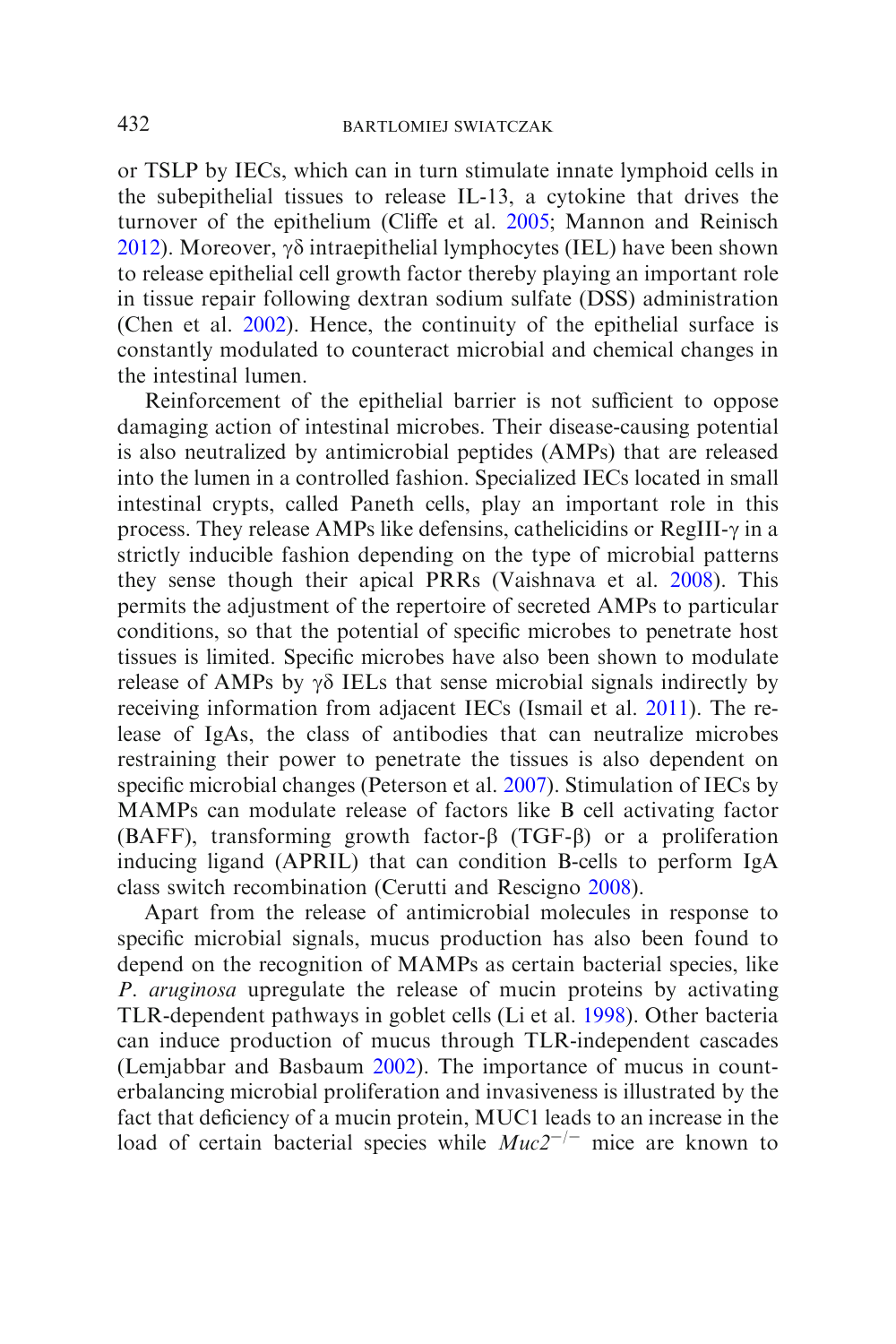or TSLP by IECs, which can in turn stimulate innate lymphoid cells in the subepithelial tissues to release IL-13, a cytokine that drives the turnover of the epithelium (Cliffe et al. 2005; Mannon and Reinisch 2012). Moreover, γδ intraepithelial lymphocytes (IEL) have been shown to release epithelial cell growth factor thereby playing an important role in tissue repair following dextran sodium sulfate (DSS) administration (Chen et al. 2002). Hence, the continuity of the epithelial surface is constantly modulated to counteract microbial and chemical changes in the intestinal lumen.

Reinforcement of the epithelial barrier is not sufficient to oppose damaging action of intestinal microbes. Their disease-causing potential is also neutralized by antimicrobial peptides (AMPs) that are released into the lumen in a controlled fashion. Specialized IECs located in small intestinal crypts, called Paneth cells, play an important role in this process. They release AMPs like defensins, cathelicidins or RegIII-γ in a strictly inducible fashion depending on the type of microbial patterns they sense though their apical PRRs (Vaishnava et al. 2008). This permits the adjustment of the repertoire of secreted AMPs to particular conditions, so that the potential of specific microbes to penetrate host tissues is limited. Specific microbes have also been shown to modulate release of AMPs by γδ IELs that sense microbial signals indirectly by receiving information from adjacent IECs (Ismail et al. 2011). The release of IgAs, the class of antibodies that can neutralize microbes restraining their power to penetrate the tissues is also dependent on specific microbial changes (Peterson et al. 2007). Stimulation of IECs by MAMPs can modulate release of factors like B cell activating factor (BAFF), transforming growth factor-β (TGF-β) or a proliferation inducing ligand (APRIL) that can condition B-cells to perform IgA class switch recombination (Cerutti and Rescigno 2008).

Apart from the release of antimicrobial molecules in response to specific microbial signals, mucus production has also been found to depend on the recognition of MAMPs as certain bacterial species, like *P. aruginosa* upregulate the release of mucin proteins by activating TLR-dependent pathways in goblet cells (Li et al. 1998). Other bacteria can induce production of mucus through TLR-independent cascades (Lemjabbar and Basbaum 2002). The importance of mucus in counterbalancing microbial proliferation and invasiveness is illustrated by the fact that deficiency of a mucin protein, MUC1 leads to an increase in the load of certain bacterial species while *Muc2*$^{-/-}$ mice are known to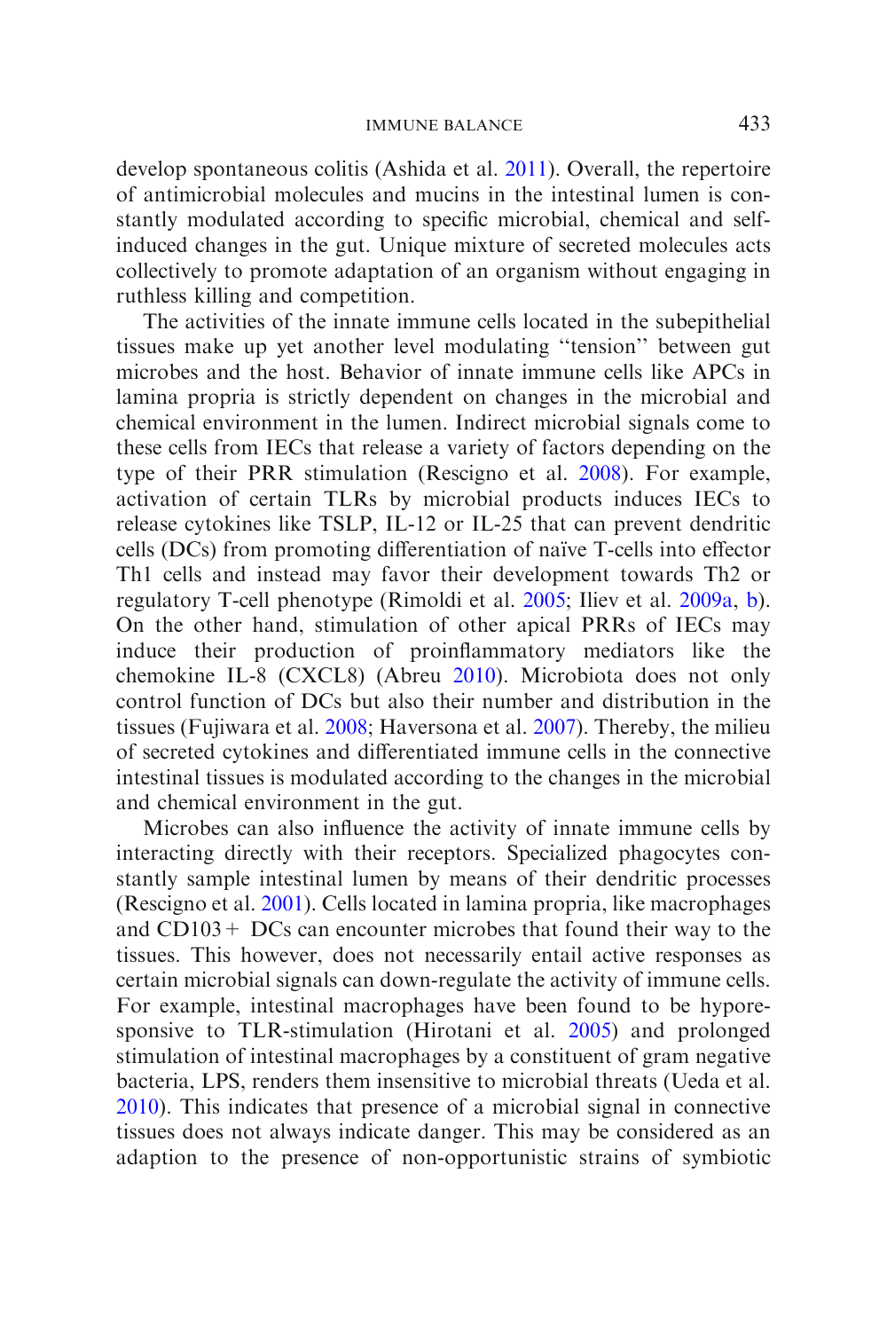develop spontaneous colitis (Ashida et al. 2011). Overall, the repertoire of antimicrobial molecules and mucins in the intestinal lumen is constantly modulated according to specific microbial, chemical and self-induced changes in the gut. Unique mixture of secreted molecules acts collectively to promote adaptation of an organism without engaging in ruthless killing and competition.

The activities of the innate immune cells located in the subepithelial tissues make up yet another level modulating "tension" between gut microbes and the host. Behavior of innate immune cells like APCs in lamina propria is strictly dependent on changes in the microbial and chemical environment in the lumen. Indirect microbial signals come to these cells from IECs that release a variety of factors depending on the type of their PRR stimulation (Rescigno et al. 2008). For example, activation of certain TLRs by microbial products induces IECs to release cytokines like TSLP, IL-12 or IL-25 that can prevent dendritic cells (DCs) from promoting differentiation of naïve T-cells into effector Th1 cells and instead may favor their development towards Th2 or regulatory T-cell phenotype (Rimoldi et al. 2005; Iliev et al. 2009a, b). On the other hand, stimulation of other apical PRRs of IECs may induce their production of proinflammatory mediators like the chemokine IL-8 (CXCL8) (Abreu 2010). Microbiota does not only control function of DCs but also their number and distribution in the tissues (Fujiwara et al. 2008; Haversona et al. 2007). Thereby, the milieu of secreted cytokines and differentiated immune cells in the connective intestinal tissues is modulated according to the changes in the microbial and chemical environment in the gut.

Microbes can also influence the activity of innate immune cells by interacting directly with their receptors. Specialized phagocytes constantly sample intestinal lumen by means of their dendritic processes (Rescigno et al. 2001). Cells located in lamina propria, like macrophages and CD103+ DCs can encounter microbes that found their way to the tissues. This however, does not necessarily entail active responses as certain microbial signals can down-regulate the activity of immune cells. For example, intestinal macrophages have been found to be hyporesponsive to TLR-stimulation (Hirotani et al. 2005) and prolonged stimulation of intestinal macrophages by a constituent of gram negative bacteria, LPS, renders them insensitive to microbial threats (Ueda et al. 2010). This indicates that presence of a microbial signal in connective tissues does not always indicate danger. This may be considered as an adaption to the presence of non-opportunistic strains of symbiotic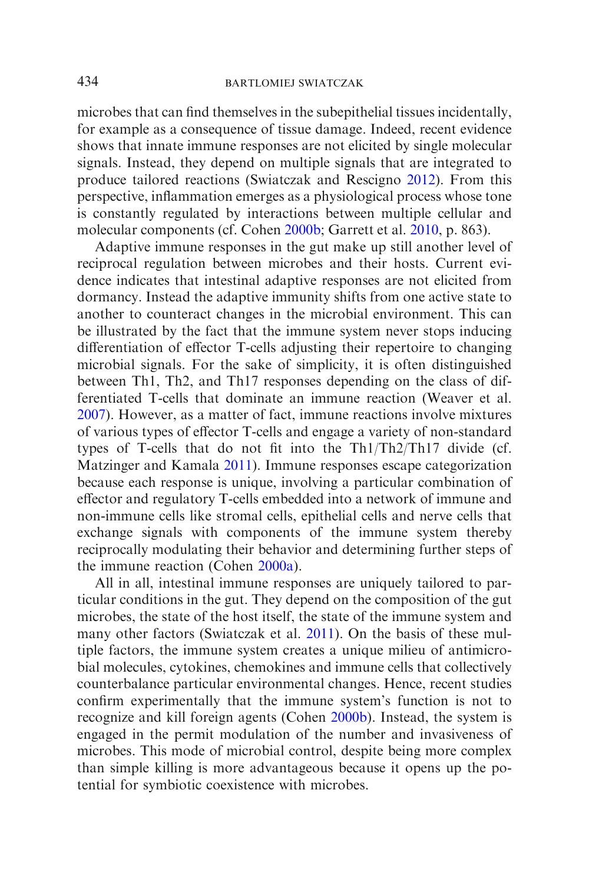microbes that can find themselves in the subepithelial tissues incidentally, for example as a consequence of tissue damage. Indeed, recent evidence shows that innate immune responses are not elicited by single molecular signals. Instead, they depend on multiple signals that are integrated to produce tailored reactions (Swiatczak and Rescigno 2012). From this perspective, inflammation emerges as a physiological process whose tone is constantly regulated by interactions between multiple cellular and molecular components (cf. Cohen 2000b; Garrett et al. 2010, p. 863).

Adaptive immune responses in the gut make up still another level of reciprocal regulation between microbes and their hosts. Current evidence indicates that intestinal adaptive responses are not elicited from dormancy. Instead the adaptive immunity shifts from one active state to another to counteract changes in the microbial environment. This can be illustrated by the fact that the immune system never stops inducing differentiation of effector T-cells adjusting their repertoire to changing microbial signals. For the sake of simplicity, it is often distinguished between Th1, Th2, and Th17 responses depending on the class of differentiated T-cells that dominate an immune reaction (Weaver et al. 2007). However, as a matter of fact, immune reactions involve mixtures of various types of effector T-cells and engage a variety of non-standard types of T-cells that do not fit into the Th1/Th2/Th17 divide (cf. Matzinger and Kamala 2011). Immune responses escape categorization because each response is unique, involving a particular combination of effector and regulatory T-cells embedded into a network of immune and non-immune cells like stromal cells, epithelial cells and nerve cells that exchange signals with components of the immune system thereby reciprocally modulating their behavior and determining further steps of the immune reaction (Cohen 2000a).

All in all, intestinal immune responses are uniquely tailored to particular conditions in the gut. They depend on the composition of the gut microbes, the state of the host itself, the state of the immune system and many other factors (Swiatczak et al. 2011). On the basis of these multiple factors, the immune system creates a unique milieu of antimicrobial molecules, cytokines, chemokines and immune cells that collectively counterbalance particular environmental changes. Hence, recent studies confirm experimentally that the immune system's function is not to recognize and kill foreign agents (Cohen 2000b). Instead, the system is engaged in the permit modulation of the number and invasiveness of microbes. This mode of microbial control, despite being more complex than simple killing is more advantageous because it opens up the potential for symbiotic coexistence with microbes.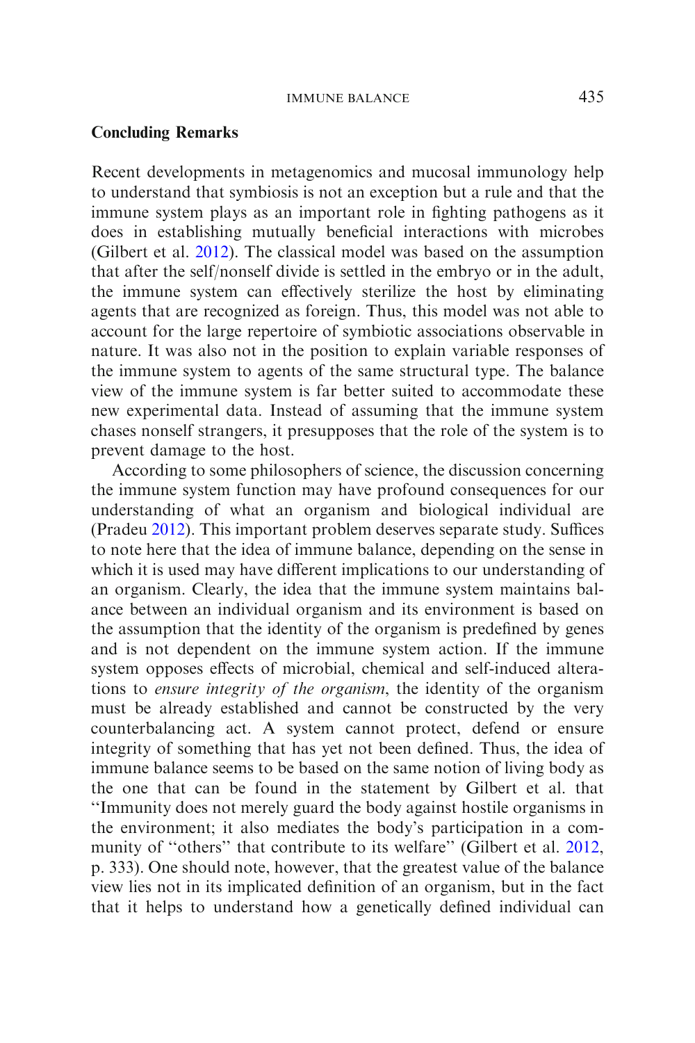### Concluding Remarks

Recent developments in metagenomics and mucosal immunology help to understand that symbiosis is not an exception but a rule and that the immune system plays as an important role in fighting pathogens as it does in establishing mutually beneficial interactions with microbes (Gilbert et al. 2012). The classical model was based on the assumption that after the self/nonself divide is settled in the embryo or in the adult, the immune system can effectively sterilize the host by eliminating agents that are recognized as foreign. Thus, this model was not able to account for the large repertoire of symbiotic associations observable in nature. It was also not in the position to explain variable responses of the immune system to agents of the same structural type. The balance view of the immune system is far better suited to accommodate these new experimental data. Instead of assuming that the immune system chases nonself strangers, it presupposes that the role of the system is to prevent damage to the host.

According to some philosophers of science, the discussion concerning the immune system function may have profound consequences for our understanding of what an organism and biological individual are (Pradeu 2012). This important problem deserves separate study. Suffices to note here that the idea of immune balance, depending on the sense in which it is used may have different implications to our understanding of an organism. Clearly, the idea that the immune system maintains balance between an individual organism and its environment is based on the assumption that the identity of the organism is predefined by genes and is not dependent on the immune system action. If the immune system opposes effects of microbial, chemical and self-induced alterations to *ensure integrity of the organism*, the identity of the organism must be already established and cannot be constructed by the very counterbalancing act. A system cannot protect, defend or ensure integrity of something that has yet not been defined. Thus, the idea of immune balance seems to be based on the same notion of living body as the one that can be found in the statement by Gilbert et al. that "Immunity does not merely guard the body against hostile organisms in the environment; it also mediates the body's participation in a community of "others" that contribute to its welfare" (Gilbert et al. 2012, p. 333). One should note, however, that the greatest value of the balance view lies not in its implicated definition of an organism, but in the fact that it helps to understand how a genetically defined individual can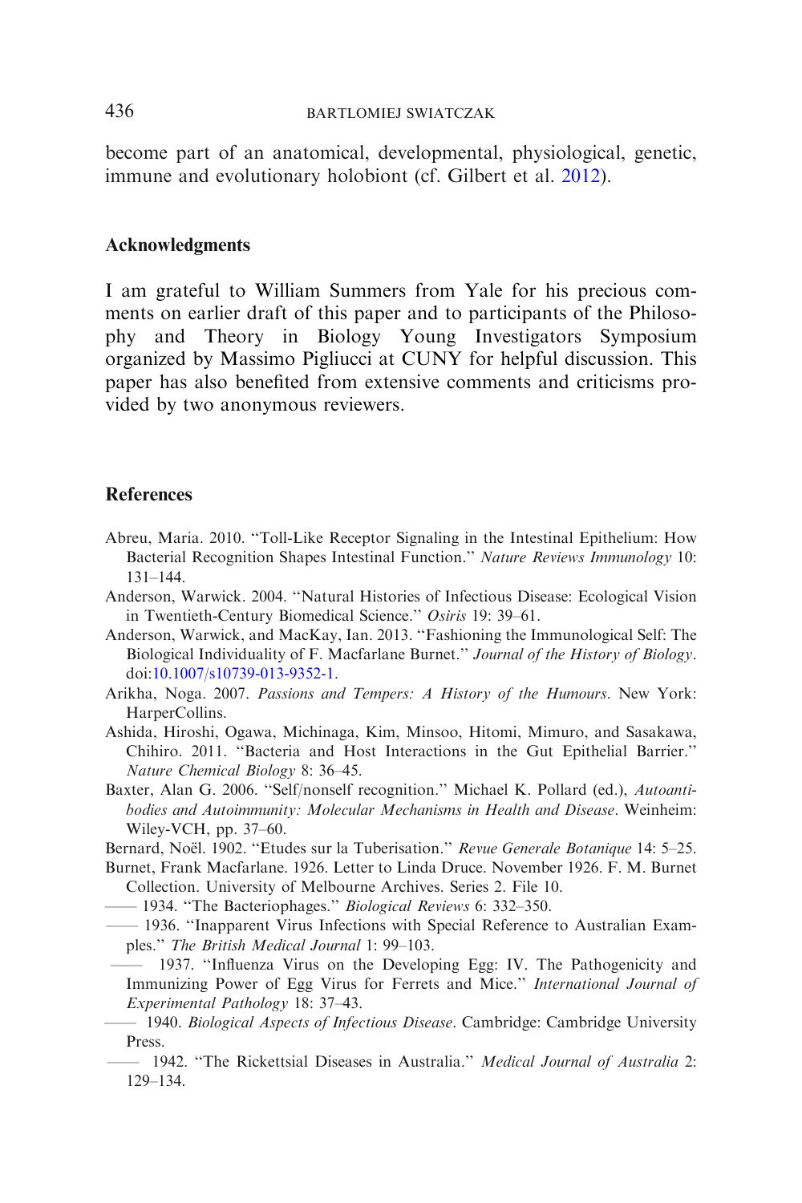become part of an anatomical, developmental, physiological, genetic, immune and evolutionary holobiont (cf. Gilbert et al. 2012).

## Acknowledgments

I am grateful to William Summers from Yale for his precious comments on earlier draft of this paper and to participants of the Philosophy and Theory in Biology Young Investigators Symposium organized by Massimo Pigliucci at CUNY for helpful discussion. This paper has also benefited from extensive comments and criticisms provided by two anonymous reviewers.

## References

Abreu, Maria. 2010. ''Toll-Like Receptor Signaling in the Intestinal Epithelium: How Bacterial Recognition Shapes Intestinal Function.'' *Nature Reviews Immunology* 10: 131–144.

Anderson, Warwick. 2004. ''Natural Histories of Infectious Disease: Ecological Vision in Twentieth-Century Biomedical Science.'' *Osiris* 19: 39–61.

Anderson, Warwick, and MacKay, Ian. 2013. ''Fashioning the Immunological Self: The Biological Individuality of F. Macfarlane Burnet.'' *Journal of the History of Biology*. doi:10.1007/s10739-013-9352-1.

Arikha, Noga. 2007. *Passions and Tempers: A History of the Humours*. New York: HarperCollins.

Ashida, Hiroshi, Ogawa, Michinaga, Kim, Minsoo, Hitomi, Mimuro, and Sasakawa, Chihiro. 2011. ''Bacteria and Host Interactions in the Gut Epithelial Barrier.'' *Nature Chemical Biology* 8: 36–45.

Baxter, Alan G. 2006. ''Self/nonself recognition.'' Michael K. Pollard (ed.), *Autoantibodies and Autoimmunity: Molecular Mechanisms in Health and Disease*. Weinheim: Wiley-VCH, pp. 37–60.

Bernard, Noël. 1902. ''Etudes sur la Tuberisation.'' *Revue Generale Botanique* 14: 5–25.

Burnet, Frank Macfarlane. 1926. Letter to Linda Druce. November 1926. F. M. Burnet Collection. University of Melbourne Archives. Series 2. File 10.

—— 1934. ''The Bacteriophages.'' *Biological Reviews* 6: 332–350.

—— 1936. ''Inapparent Virus Infections with Special Reference to Australian Examples.'' *The British Medical Journal* 1: 99–103.

—— 1937. ''Influenza Virus on the Developing Egg: IV. The Pathogenicity and Immunizing Power of Egg Virus for Ferrets and Mice.'' *International Journal of Experimental Pathology* 18: 37–43.

—— 1940. *Biological Aspects of Infectious Disease*. Cambridge: Cambridge University Press.

—— 1942. ''The Rickettsial Diseases in Australia.'' *Medical Journal of Australia* 2: 129–134.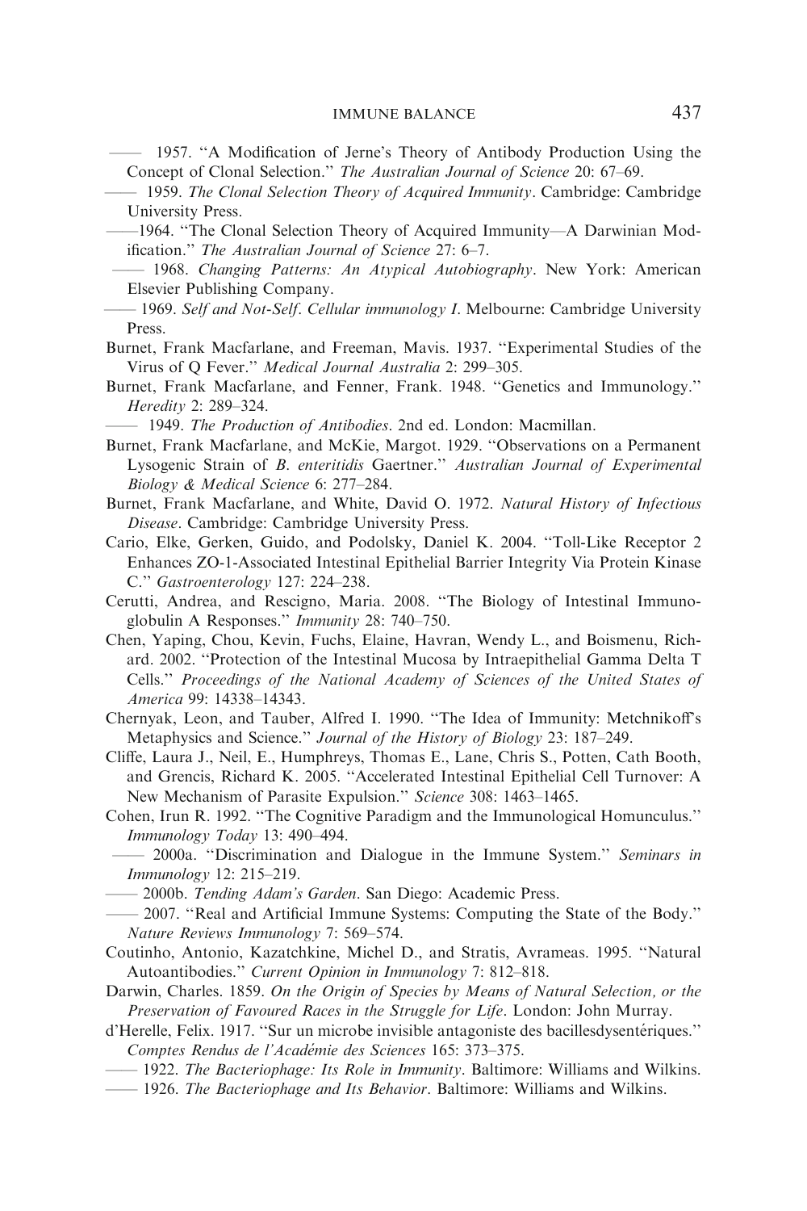—— 1957. "A Modification of Jerne's Theory of Antibody Production Using the Concept of Clonal Selection." *The Australian Journal of Science* 20: 67–69.

—— 1959. *The Clonal Selection Theory of Acquired Immunity*. Cambridge: Cambridge University Press.

——1964. "The Clonal Selection Theory of Acquired Immunity—A Darwinian Modification." *The Australian Journal of Science* 27: 6–7.

—— 1968. *Changing Patterns: An Atypical Autobiography*. New York: American Elsevier Publishing Company.

—— 1969. *Self and Not-Self*. *Cellular immunology I*. Melbourne: Cambridge University Press.

Burnet, Frank Macfarlane, and Freeman, Mavis. 1937. "Experimental Studies of the Virus of Q Fever." *Medical Journal Australia* 2: 299–305.

Burnet, Frank Macfarlane, and Fenner, Frank. 1948. "Genetics and Immunology." *Heredity* 2: 289–324.

—— 1949. *The Production of Antibodies*. 2nd ed. London: Macmillan.

Burnet, Frank Macfarlane, and McKie, Margot. 1929. "Observations on a Permanent Lysogenic Strain of *B. enteritidis* Gaertner." *Australian Journal of Experimental Biology & Medical Science* 6: 277–284.

Burnet, Frank Macfarlane, and White, David O. 1972. *Natural History of Infectious Disease*. Cambridge: Cambridge University Press.

Cario, Elke, Gerken, Guido, and Podolsky, Daniel K. 2004. "Toll-Like Receptor 2 Enhances ZO-1-Associated Intestinal Epithelial Barrier Integrity Via Protein Kinase C." *Gastroenterology* 127: 224–238.

Cerutti, Andrea, and Rescigno, Maria. 2008. "The Biology of Intestinal Immunoglobulin A Responses." *Immunity* 28: 740–750.

Chen, Yaping, Chou, Kevin, Fuchs, Elaine, Havran, Wendy L., and Boismenu, Richard. 2002. "Protection of the Intestinal Mucosa by Intraepithelial Gamma Delta T Cells." *Proceedings of the National Academy of Sciences of the United States of America* 99: 14338–14343.

Chernyak, Leon, and Tauber, Alfred I. 1990. "The Idea of Immunity: Metchnikoff's Metaphysics and Science." *Journal of the History of Biology* 23: 187–249.

Cliffe, Laura J., Neil, E., Humphreys, Thomas E., Lane, Chris S., Potten, Cath Booth, and Grencis, Richard K. 2005. "Accelerated Intestinal Epithelial Cell Turnover: A New Mechanism of Parasite Expulsion." *Science* 308: 1463–1465.

Cohen, Irun R. 1992. "The Cognitive Paradigm and the Immunological Homunculus." *Immunology Today* 13: 490–494.

—— 2000a. "Discrimination and Dialogue in the Immune System." *Seminars in Immunology* 12: 215–219.

—— 2000b. *Tending Adam's Garden*. San Diego: Academic Press.

—— 2007. "Real and Artificial Immune Systems: Computing the State of the Body." *Nature Reviews Immunology* 7: 569–574.

Coutinho, Antonio, Kazatchkine, Michel D., and Stratis, Avrameas. 1995. "Natural Autoantibodies." *Current Opinion in Immunology* 7: 812–818.

Darwin, Charles. 1859. *On the Origin of Species by Means of Natural Selection, or the Preservation of Favoured Races in the Struggle for Life*. London: John Murray.

d'Herelle, Felix. 1917. "Sur un microbe invisible antagoniste des bacillesdysentériques." *Comptes Rendus de l'Académie des Sciences* 165: 373–375.

—— 1922. *The Bacteriophage: Its Role in Immunity*. Baltimore: Williams and Wilkins.

—— 1926. *The Bacteriophage and Its Behavior*. Baltimore: Williams and Wilkins.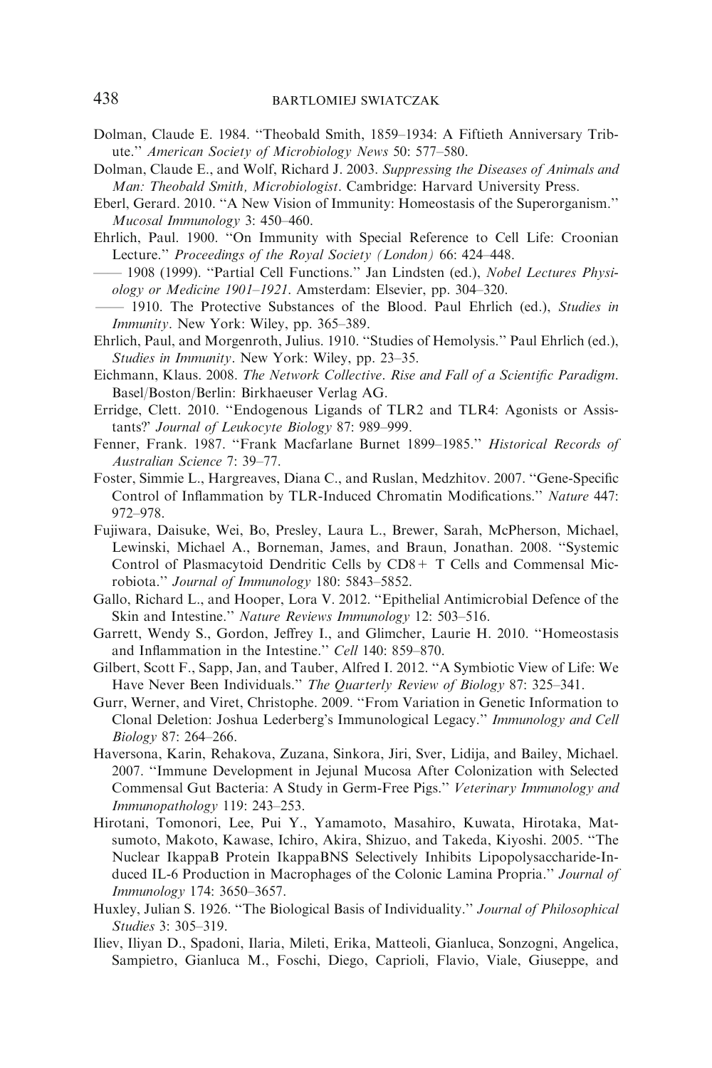Dolman, Claude E. 1984. "Theobald Smith, 1859–1934: A Fiftieth Anniversary Tribute." *American Society of Microbiology News* 50: 577–580.

Dolman, Claude E., and Wolf, Richard J. 2003. *Suppressing the Diseases of Animals and Man: Theobald Smith, Microbiologist*. Cambridge: Harvard University Press.

Eberl, Gerard. 2010. "A New Vision of Immunity: Homeostasis of the Superorganism." *Mucosal Immunology* 3: 450–460.

Ehrlich, Paul. 1900. "On Immunity with Special Reference to Cell Life: Croonian Lecture." *Proceedings of the Royal Society (London)* 66: 424–448.

—— 1908 (1999). "Partial Cell Functions." Jan Lindsten (ed.), *Nobel Lectures Physiology or Medicine 1901–1921*. Amsterdam: Elsevier, pp. 304–320.

—— 1910. The Protective Substances of the Blood. Paul Ehrlich (ed.), *Studies in Immunity*. New York: Wiley, pp. 365–389.

Ehrlich, Paul, and Morgenroth, Julius. 1910. "Studies of Hemolysis." Paul Ehrlich (ed.), *Studies in Immunity*. New York: Wiley, pp. 23–35.

Eichmann, Klaus. 2008. *The Network Collective. Rise and Fall of a Scientific Paradigm*. Basel/Boston/Berlin: Birkhaeuser Verlag AG.

Erridge, Clett. 2010. "Endogenous Ligands of TLR2 and TLR4: Agonists or Assistants?' *Journal of Leukocyte Biology* 87: 989–999.

Fenner, Frank. 1987. "Frank Macfarlane Burnet 1899–1985." *Historical Records of Australian Science* 7: 39–77.

Foster, Simmie L., Hargreaves, Diana C., and Ruslan, Medzhitov. 2007. "Gene-Specific Control of Inflammation by TLR-Induced Chromatin Modifications." *Nature* 447: 972–978.

Fujiwara, Daisuke, Wei, Bo, Presley, Laura L., Brewer, Sarah, McPherson, Michael, Lewinski, Michael A., Borneman, James, and Braun, Jonathan. 2008. "Systemic Control of Plasmacytoid Dendritic Cells by CD8+ T Cells and Commensal Microbiota." *Journal of Immunology* 180: 5843–5852.

Gallo, Richard L., and Hooper, Lora V. 2012. "Epithelial Antimicrobial Defence of the Skin and Intestine." *Nature Reviews Immunology* 12: 503–516.

Garrett, Wendy S., Gordon, Jeffrey I., and Glimcher, Laurie H. 2010. "Homeostasis and Inflammation in the Intestine." *Cell* 140: 859–870.

Gilbert, Scott F., Sapp, Jan, and Tauber, Alfred I. 2012. "A Symbiotic View of Life: We Have Never Been Individuals." *The Quarterly Review of Biology* 87: 325–341.

Gurr, Werner, and Viret, Christophe. 2009. "From Variation in Genetic Information to Clonal Deletion: Joshua Lederberg's Immunological Legacy." *Immunology and Cell Biology* 87: 264–266.

Haversona, Karin, Rehakova, Zuzana, Sinkora, Jiri, Sver, Lidija, and Bailey, Michael. 2007. "Immune Development in Jejunal Mucosa After Colonization with Selected Commensal Gut Bacteria: A Study in Germ-Free Pigs." *Veterinary Immunology and Immunopathology* 119: 243–253.

Hirotani, Tomonori, Lee, Pui Y., Yamamoto, Masahiro, Kuwata, Hirotaka, Matsumoto, Makoto, Kawase, Ichiro, Akira, Shizuo, and Takeda, Kiyoshi. 2005. "The Nuclear IkappaB Protein IkappaBNS Selectively Inhibits Lipopolysaccharide-Induced IL-6 Production in Macrophages of the Colonic Lamina Propria." *Journal of Immunology* 174: 3650–3657.

Huxley, Julian S. 1926. "The Biological Basis of Individuality." *Journal of Philosophical Studies* 3: 305–319.

Iliev, Iliyan D., Spadoni, Ilaria, Mileti, Erika, Matteoli, Gianluca, Sonzogni, Angelica, Sampietro, Gianluca M., Foschi, Diego, Caprioli, Flavio, Viale, Giuseppe, and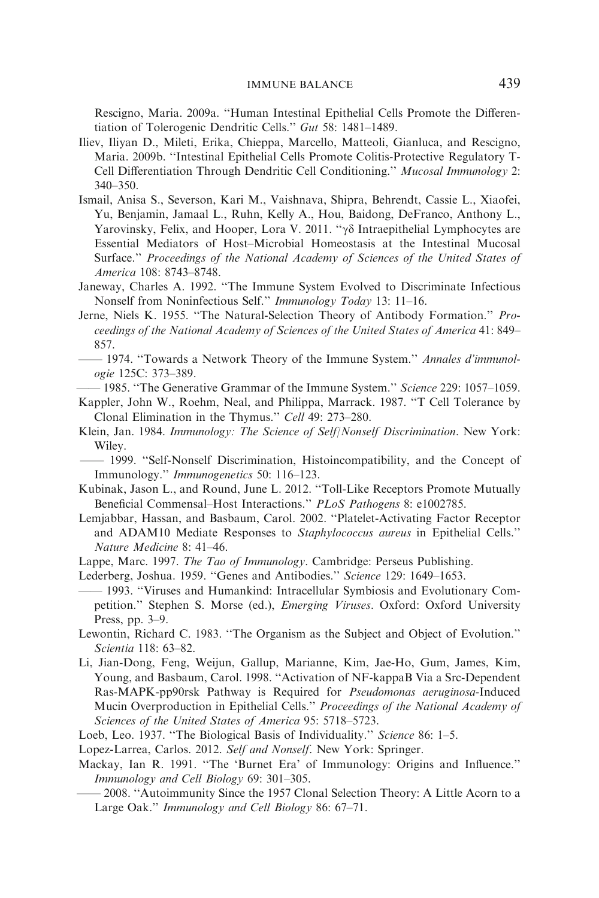Rescigno, Maria. 2009a. "Human Intestinal Epithelial Cells Promote the Differentiation of Tolerogenic Dendritic Cells." *Gut* 58: 1481–1489.

Iliev, Iliyan D., Mileti, Erika, Chieppa, Marcello, Matteoli, Gianluca, and Rescigno, Maria. 2009b. "Intestinal Epithelial Cells Promote Colitis-Protective Regulatory T-Cell Differentiation Through Dendritic Cell Conditioning." *Mucosal Immunology* 2: 340–350.

Ismail, Anisa S., Severson, Kari M., Vaishnava, Shipra, Behrendt, Cassie L., Xiaofei, Yu, Benjamin, Jamaal L., Ruhn, Kelly A., Hou, Baidong, DeFranco, Anthony L., Yarovinsky, Felix, and Hooper, Lora V. 2011. "γδ Intraepithelial Lymphocytes are Essential Mediators of Host–Microbial Homeostasis at the Intestinal Mucosal Surface." *Proceedings of the National Academy of Sciences of the United States of America* 108: 8743–8748.

Janeway, Charles A. 1992. "The Immune System Evolved to Discriminate Infectious Nonself from Noninfectious Self." *Immunology Today* 13: 11–16.

Jerne, Niels K. 1955. "The Natural-Selection Theory of Antibody Formation." *Proceedings of the National Academy of Sciences of the United States of America* 41: 849–857.

—— 1974. "Towards a Network Theory of the Immune System." *Annales d'immunologie* 125C: 373–389.

—— 1985. "The Generative Grammar of the Immune System." *Science* 229: 1057–1059.

Kappler, John W., Roehm, Neal, and Philippa, Marrack. 1987. "T Cell Tolerance by Clonal Elimination in the Thymus." *Cell* 49: 273–280.

Klein, Jan. 1984. *Immunology: The Science of Self/Nonself Discrimination*. New York: Wiley.

—— 1999. "Self-Nonself Discrimination, Histoincompatibility, and the Concept of Immunology." *Immunogenetics* 50: 116–123.

Kubinak, Jason L., and Round, June L. 2012. "Toll-Like Receptors Promote Mutually Beneficial Commensal–Host Interactions." *PLoS Pathogens* 8: e1002785.

Lemjabbar, Hassan, and Basbaum, Carol. 2002. "Platelet-Activating Factor Receptor and ADAM10 Mediate Responses to *Staphylococcus aureus* in Epithelial Cells." *Nature Medicine* 8: 41–46.

Lappe, Marc. 1997. *The Tao of Immunology*. Cambridge: Perseus Publishing.

Lederberg, Joshua. 1959. "Genes and Antibodies." *Science* 129: 1649–1653.

—— 1993. "Viruses and Humankind: Intracellular Symbiosis and Evolutionary Competition." Stephen S. Morse (ed.), *Emerging Viruses*. Oxford: Oxford University Press, pp. 3–9.

Lewontin, Richard C. 1983. "The Organism as the Subject and Object of Evolution." *Scientia* 118: 63–82.

Li, Jian-Dong, Feng, Weijun, Gallup, Marianne, Kim, Jae-Ho, Gum, James, Kim, Young, and Basbaum, Carol. 1998. "Activation of NF-kappaB Via a Src-Dependent Ras-MAPK-pp90rsk Pathway is Required for *Pseudomonas aeruginosa*-Induced Mucin Overproduction in Epithelial Cells." *Proceedings of the National Academy of Sciences of the United States of America* 95: 5718–5723.

Loeb, Leo. 1937. "The Biological Basis of Individuality." *Science* 86: 1–5.

Lopez-Larrea, Carlos. 2012. *Self and Nonself*. New York: Springer.

Mackay, Ian R. 1991. "The 'Burnet Era' of Immunology: Origins and Influence." *Immunology and Cell Biology* 69: 301–305.

—— 2008. "Autoimmunity Since the 1957 Clonal Selection Theory: A Little Acorn to a Large Oak." *Immunology and Cell Biology* 86: 67–71.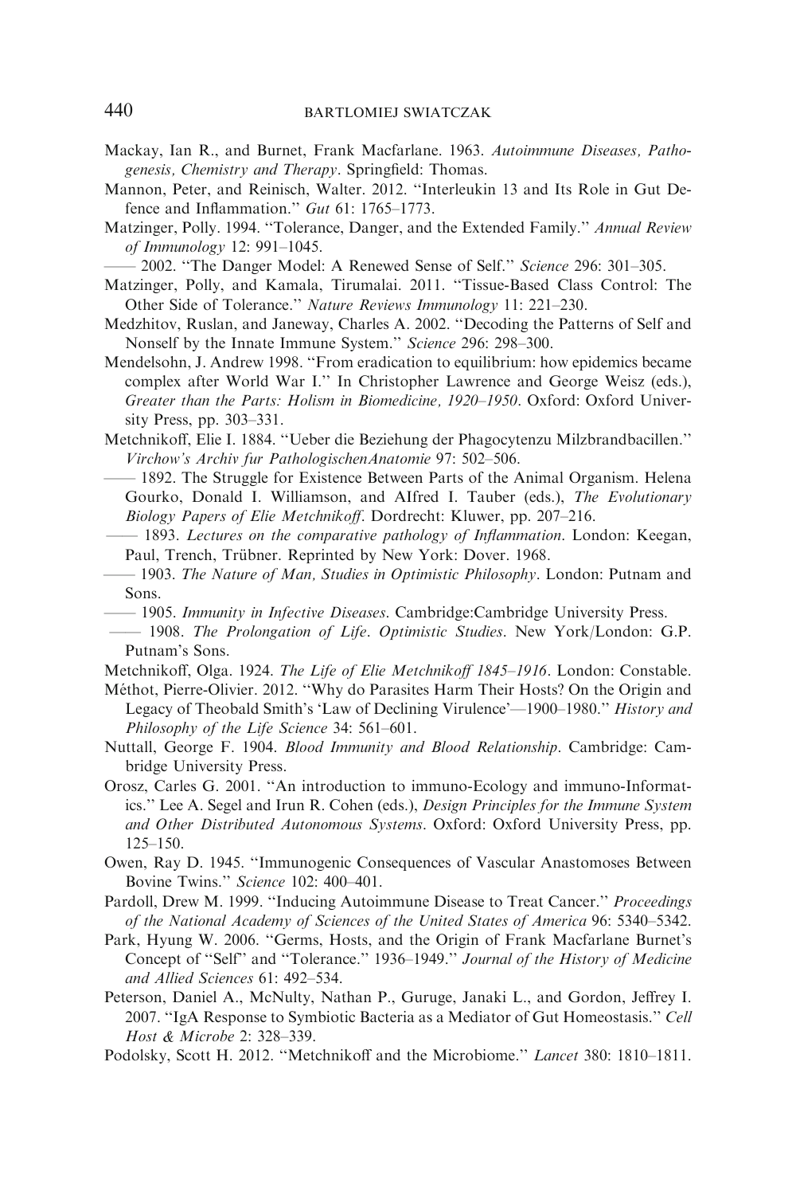Mackay, Ian R., and Burnet, Frank Macfarlane. 1963. *Autoimmune Diseases, Pathogenesis, Chemistry and Therapy*. Springfield: Thomas.

Mannon, Peter, and Reinisch, Walter. 2012. ''Interleukin 13 and Its Role in Gut Defence and Inflammation.'' *Gut* 61: 1765–1773.

Matzinger, Polly. 1994. ''Tolerance, Danger, and the Extended Family.'' *Annual Review of Immunology* 12: 991–1045.

—— 2002. ''The Danger Model: A Renewed Sense of Self.'' *Science* 296: 301–305.

Matzinger, Polly, and Kamala, Tirumalai. 2011. ''Tissue-Based Class Control: The Other Side of Tolerance.'' *Nature Reviews Immunology* 11: 221–230.

Medzhitov, Ruslan, and Janeway, Charles A. 2002. ''Decoding the Patterns of Self and Nonself by the Innate Immune System.'' *Science* 296: 298–300.

Mendelsohn, J. Andrew 1998. ''From eradication to equilibrium: how epidemics became complex after World War I.'' In Christopher Lawrence and George Weisz (eds.), *Greater than the Parts: Holism in Biomedicine, 1920–1950*. Oxford: Oxford University Press, pp. 303–331.

Metchnikoff, Elie I. 1884. ''Ueber die Beziehung der Phagocytenzu Milzbrandbacillen.'' *Virchow's Archiv fur PathologischenAnatomie* 97: 502–506.

—— 1892. The Struggle for Existence Between Parts of the Animal Organism. Helena Gourko, Donald I. Williamson, and AIfred I. Tauber (eds.), *The Evolutionary Biology Papers of Elie Metchnikoff*. Dordrecht: Kluwer, pp. 207–216.

—— 1893. *Lectures on the comparative pathology of Inflammation*. London: Keegan, Paul, Trench, Trübner. Reprinted by New York: Dover. 1968.

—— 1903. *The Nature of Man, Studies in Optimistic Philosophy*. London: Putnam and Sons.

—— 1905. *Immunity in Infective Diseases*. Cambridge:Cambridge University Press.

—— 1908. *The Prolongation of Life*. *Optimistic Studies*. New York/London: G.P. Putnam's Sons.

Metchnikoff, Olga. 1924. *The Life of Elie Metchnikoff 1845–1916*. London: Constable.

Méthot, Pierre-Olivier. 2012. ''Why do Parasites Harm Their Hosts? On the Origin and Legacy of Theobald Smith's 'Law of Declining Virulence'—1900–1980.'' *History and Philosophy of the Life Science* 34: 561–601.

Nuttall, George F. 1904. *Blood Immunity and Blood Relationship*. Cambridge: Cambridge University Press.

Orosz, Carles G. 2001. ''An introduction to immuno-Ecology and immuno-Informatics.'' Lee A. Segel and Irun R. Cohen (eds.), *Design Principles for the Immune System and Other Distributed Autonomous Systems*. Oxford: Oxford University Press, pp. 125–150.

Owen, Ray D. 1945. ''Immunogenic Consequences of Vascular Anastomoses Between Bovine Twins.'' *Science* 102: 400–401.

Pardoll, Drew M. 1999. ''Inducing Autoimmune Disease to Treat Cancer.'' *Proceedings of the National Academy of Sciences of the United States of America* 96: 5340–5342.

Park, Hyung W. 2006. ''Germs, Hosts, and the Origin of Frank Macfarlane Burnet's Concept of ''Self'' and ''Tolerance.'' 1936–1949.'' *Journal of the History of Medicine and Allied Sciences* 61: 492–534.

Peterson, Daniel A., McNulty, Nathan P., Guruge, Janaki L., and Gordon, Jeffrey I. 2007. ''IgA Response to Symbiotic Bacteria as a Mediator of Gut Homeostasis.'' *Cell Host & Microbe* 2: 328–339.

Podolsky, Scott H. 2012. ''Metchnikoff and the Microbiome.'' *Lancet* 380: 1810–1811.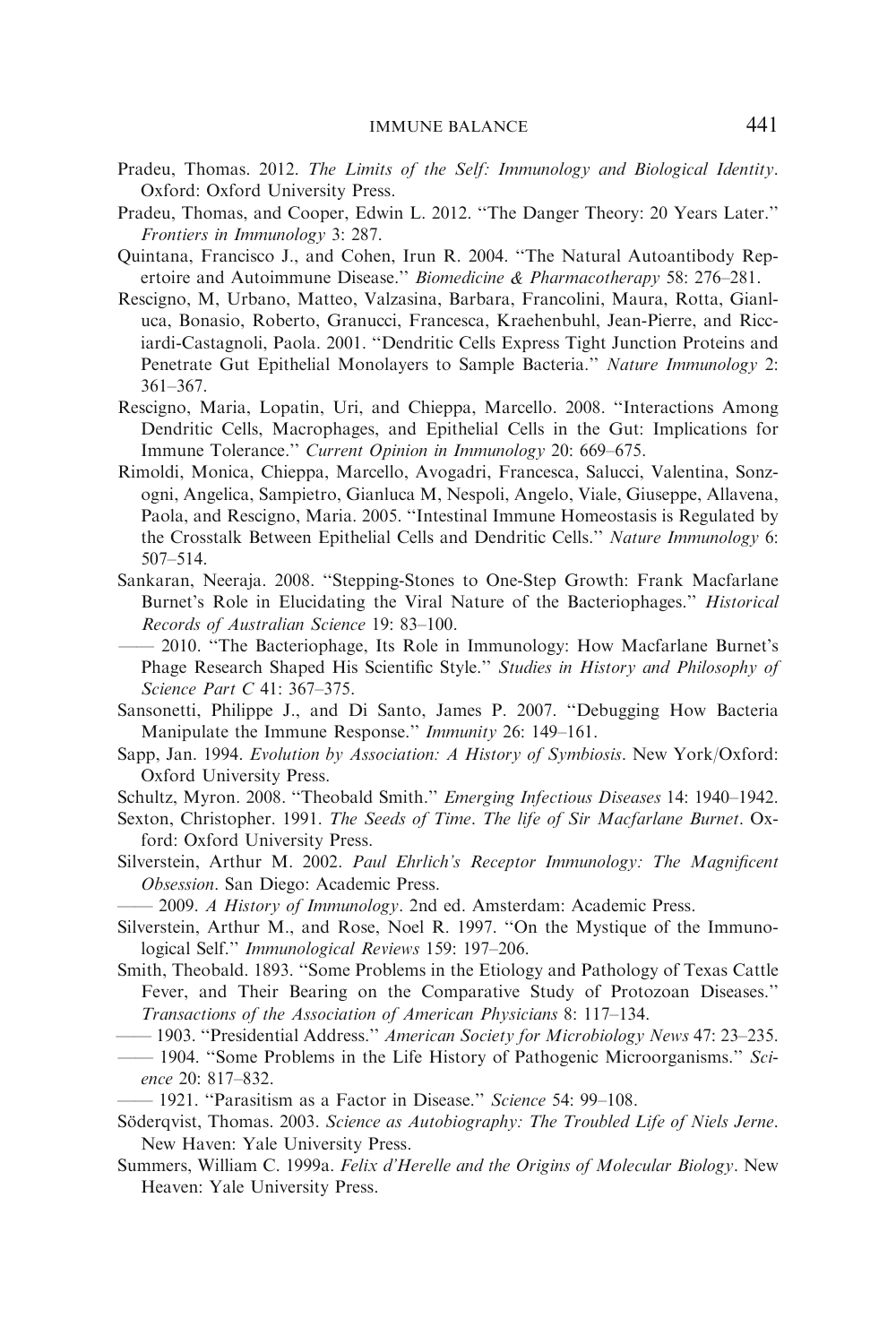Pradeu, Thomas. 2012. *The Limits of the Self: Immunology and Biological Identity*. Oxford: Oxford University Press.

Pradeu, Thomas, and Cooper, Edwin L. 2012. "The Danger Theory: 20 Years Later." *Frontiers in Immunology* 3: 287.

Quintana, Francisco J., and Cohen, Irun R. 2004. "The Natural Autoantibody Repertoire and Autoimmune Disease." *Biomedicine & Pharmacotherapy* 58: 276–281.

Rescigno, M, Urbano, Matteo, Valzasina, Barbara, Francolini, Maura, Rotta, Gianluca, Bonasio, Roberto, Granucci, Francesca, Kraehenbuhl, Jean-Pierre, and Ricciardi-Castagnoli, Paola. 2001. "Dendritic Cells Express Tight Junction Proteins and Penetrate Gut Epithelial Monolayers to Sample Bacteria." *Nature Immunology* 2: 361–367.

Rescigno, Maria, Lopatin, Uri, and Chieppa, Marcello. 2008. "Interactions Among Dendritic Cells, Macrophages, and Epithelial Cells in the Gut: Implications for Immune Tolerance." *Current Opinion in Immunology* 20: 669–675.

Rimoldi, Monica, Chieppa, Marcello, Avogadri, Francesca, Salucci, Valentina, Sonzogni, Angelica, Sampietro, Gianluca M, Nespoli, Angelo, Viale, Giuseppe, Allavena, Paola, and Rescigno, Maria. 2005. "Intestinal Immune Homeostasis is Regulated by the Crosstalk Between Epithelial Cells and Dendritic Cells." *Nature Immunology* 6: 507–514.

Sankaran, Neeraja. 2008. "Stepping-Stones to One-Step Growth: Frank Macfarlane Burnet's Role in Elucidating the Viral Nature of the Bacteriophages." *Historical Records of Australian Science* 19: 83–100.

—— 2010. "The Bacteriophage, Its Role in Immunology: How Macfarlane Burnet's Phage Research Shaped His Scientific Style." *Studies in History and Philosophy of Science Part C* 41: 367–375.

Sansonetti, Philippe J., and Di Santo, James P. 2007. "Debugging How Bacteria Manipulate the Immune Response." *Immunity* 26: 149–161.

Sapp, Jan. 1994. *Evolution by Association: A History of Symbiosis*. New York/Oxford: Oxford University Press.

Schultz, Myron. 2008. "Theobald Smith." *Emerging Infectious Diseases* 14: 1940–1942.

Sexton, Christopher. 1991. *The Seeds of Time*. *The life of Sir Macfarlane Burnet*. Oxford: Oxford University Press.

Silverstein, Arthur M. 2002. *Paul Ehrlich's Receptor Immunology: The Magnificent Obsession*. San Diego: Academic Press.

—— 2009. *A History of Immunology*. 2nd ed. Amsterdam: Academic Press.

Silverstein, Arthur M., and Rose, Noel R. 1997. "On the Mystique of the Immunological Self." *Immunological Reviews* 159: 197–206.

Smith, Theobald. 1893. "Some Problems in the Etiology and Pathology of Texas Cattle Fever, and Their Bearing on the Comparative Study of Protozoan Diseases." *Transactions of the Association of American Physicians* 8: 117–134.

—— 1903. "Presidential Address." *American Society for Microbiology News* 47: 23–235.

—— 1904. "Some Problems in the Life History of Pathogenic Microorganisms." *Science* 20: 817–832.

—— 1921. "Parasitism as a Factor in Disease." *Science* 54: 99–108.

Söderqvist, Thomas. 2003. *Science as Autobiography: The Troubled Life of Niels Jerne*. New Haven: Yale University Press.

Summers, William C. 1999a. *Felix d'Herelle and the Origins of Molecular Biology*. New Heaven: Yale University Press.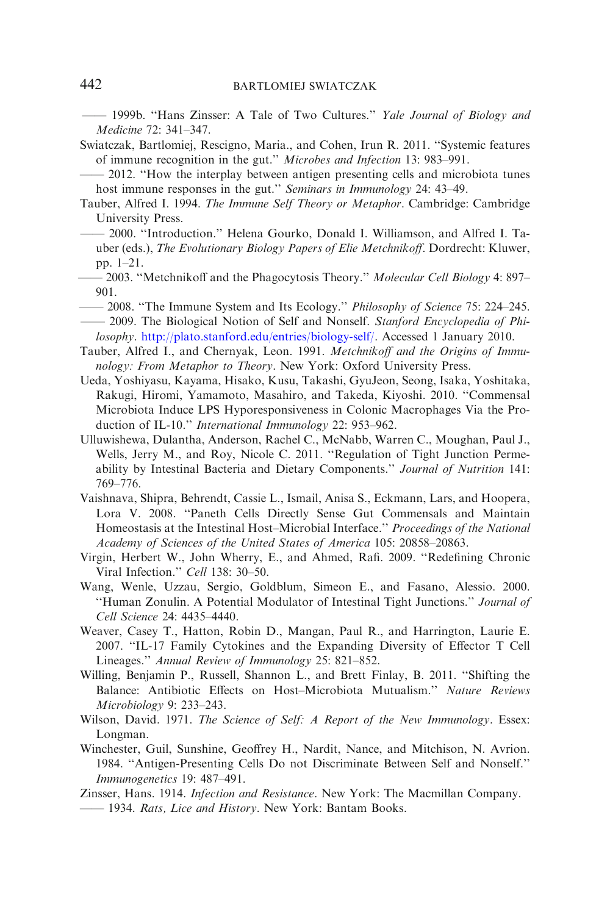—— 1999b. ‘‘Hans Zinsser: A Tale of Two Cultures.’’ *Yale Journal of Biology and Medicine* 72: 341–347.

Swiatczak, Bartlomiej, Rescigno, Maria., and Cohen, Irun R. 2011. ‘‘Systemic features of immune recognition in the gut.’’ *Microbes and Infection* 13: 983–991.

—— 2012. ‘‘How the interplay between antigen presenting cells and microbiota tunes host immune responses in the gut.’’ *Seminars in Immunology* 24: 43–49.

Tauber, Alfred I. 1994. *The Immune Self Theory or Metaphor*. Cambridge: Cambridge University Press.

—— 2000. ‘‘Introduction.’’ Helena Gourko, Donald I. Williamson, and Alfred I. Tauber (eds.), *The Evolutionary Biology Papers of Elie Metchnikoff*. Dordrecht: Kluwer, pp. 1–21.

—— 2003. ‘‘Metchnikoff and the Phagocytosis Theory.’’ *Molecular Cell Biology* 4: 897–901.

—— 2008. ‘‘The Immune System and Its Ecology.’’ *Philosophy of Science* 75: 224–245.

—— 2009. The Biological Notion of Self and Nonself. *Stanford Encyclopedia of Philosophy*. http://plato.stanford.edu/entries/biology-self/. Accessed 1 January 2010.

Tauber, Alfred I., and Chernyak, Leon. 1991. *Metchnikoff and the Origins of Immunology: From Metaphor to Theory*. New York: Oxford University Press.

Ueda, Yoshiyasu, Kayama, Hisako, Kusu, Takashi, GyuJeon, Seong, Isaka, Yoshitaka, Rakugi, Hiromi, Yamamoto, Masahiro, and Takeda, Kiyoshi. 2010. ‘‘Commensal Microbiota Induce LPS Hyporesponsiveness in Colonic Macrophages Via the Production of IL-10.’’ *International Immunology* 22: 953–962.

Ulluwishewa, Dulantha, Anderson, Rachel C., McNabb, Warren C., Moughan, Paul J., Wells, Jerry M., and Roy, Nicole C. 2011. ‘‘Regulation of Tight Junction Permeability by Intestinal Bacteria and Dietary Components.’’ *Journal of Nutrition* 141: 769–776.

Vaishnava, Shipra, Behrendt, Cassie L., Ismail, Anisa S., Eckmann, Lars, and Hoopera, Lora V. 2008. ‘‘Paneth Cells Directly Sense Gut Commensals and Maintain Homeostasis at the Intestinal Host–Microbial Interface.’’ *Proceedings of the National Academy of Sciences of the United States of America* 105: 20858–20863.

Virgin, Herbert W., John Wherry, E., and Ahmed, Rafi. 2009. ‘‘Redefining Chronic Viral Infection.’’ *Cell* 138: 30–50.

Wang, Wenle, Uzzau, Sergio, Goldblum, Simeon E., and Fasano, Alessio. 2000. ‘‘Human Zonulin. A Potential Modulator of Intestinal Tight Junctions.’’ *Journal of Cell Science* 24: 4435–4440.

Weaver, Casey T., Hatton, Robin D., Mangan, Paul R., and Harrington, Laurie E. 2007. ‘‘IL-17 Family Cytokines and the Expanding Diversity of Effector T Cell Lineages.’’ *Annual Review of Immunology* 25: 821–852.

Willing, Benjamin P., Russell, Shannon L., and Brett Finlay, B. 2011. ‘‘Shifting the Balance: Antibiotic Effects on Host–Microbiota Mutualism.’’ *Nature Reviews Microbiology* 9: 233–243.

Wilson, David. 1971. *The Science of Self: A Report of the New Immunology*. Essex: Longman.

Winchester, Guil, Sunshine, Geoffrey H., Nardit, Nance, and Mitchison, N. Avrion. 1984. ‘‘Antigen-Presenting Cells Do not Discriminate Between Self and Nonself.’’ *Immunogenetics* 19: 487–491.

Zinsser, Hans. 1914. *Infection and Resistance*. New York: The Macmillan Company.

—— 1934. *Rats, Lice and History*. New York: Bantam Books.